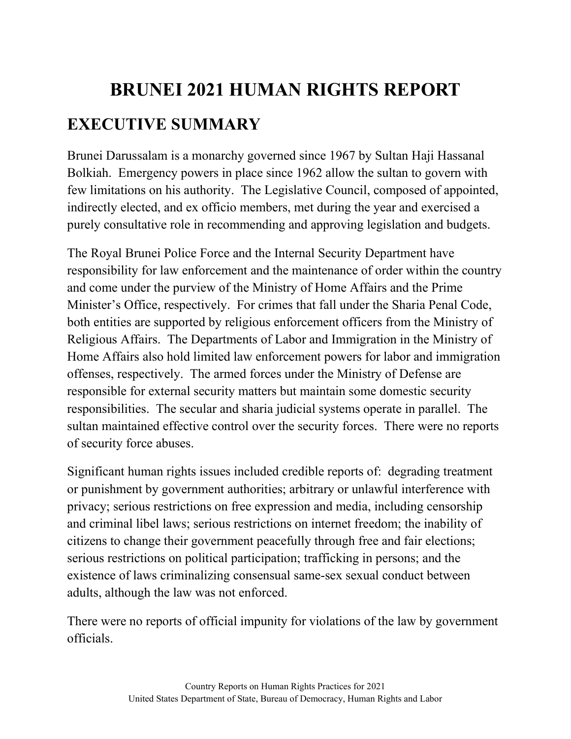# BRUNEI 2021 HUMAN RIGHTS REPORT

## EXECUTIVE SUMMARY

Brunei Darussalam is a monarchy governed since 1967 by Sultan Haji Hassanal Bolkiah. Emergency powers in place since 1962 allow the sultan to govern with few limitations on his authority. The Legislative Council, composed of appointed, indirectly elected, and ex officio members, met during the year and exercised a purely consultative role in recommending and approving legislation and budgets.

The Royal Brunei Police Force and the Internal Security Department have responsibility for law enforcement and the maintenance of order within the country and come under the purview of the Ministry of Home Affairs and the Prime Minister's Office, respectively. For crimes that fall under the Sharia Penal Code, both entities are supported by religious enforcement officers from the Ministry of Religious Affairs. The Departments of Labor and Immigration in the Ministry of Home Affairs also hold limited law enforcement powers for labor and immigration offenses, respectively. The armed forces under the Ministry of Defense are responsible for external security matters but maintain some domestic security responsibilities. The secular and sharia judicial systems operate in parallel. The sultan maintained effective control over the security forces. There were no reports of security force abuses.

Significant human rights issues included credible reports of: degrading treatment or punishment by government authorities; arbitrary or unlawful interference with privacy; serious restrictions on free expression and media, including censorship and criminal libel laws; serious restrictions on internet freedom; the inability of citizens to change their government peacefully through free and fair elections; serious restrictions on political participation; trafficking in persons; and the existence of laws criminalizing consensual same-sex sexual conduct between adults, although the law was not enforced.

There were no reports of official impunity for violations of the law by government officials.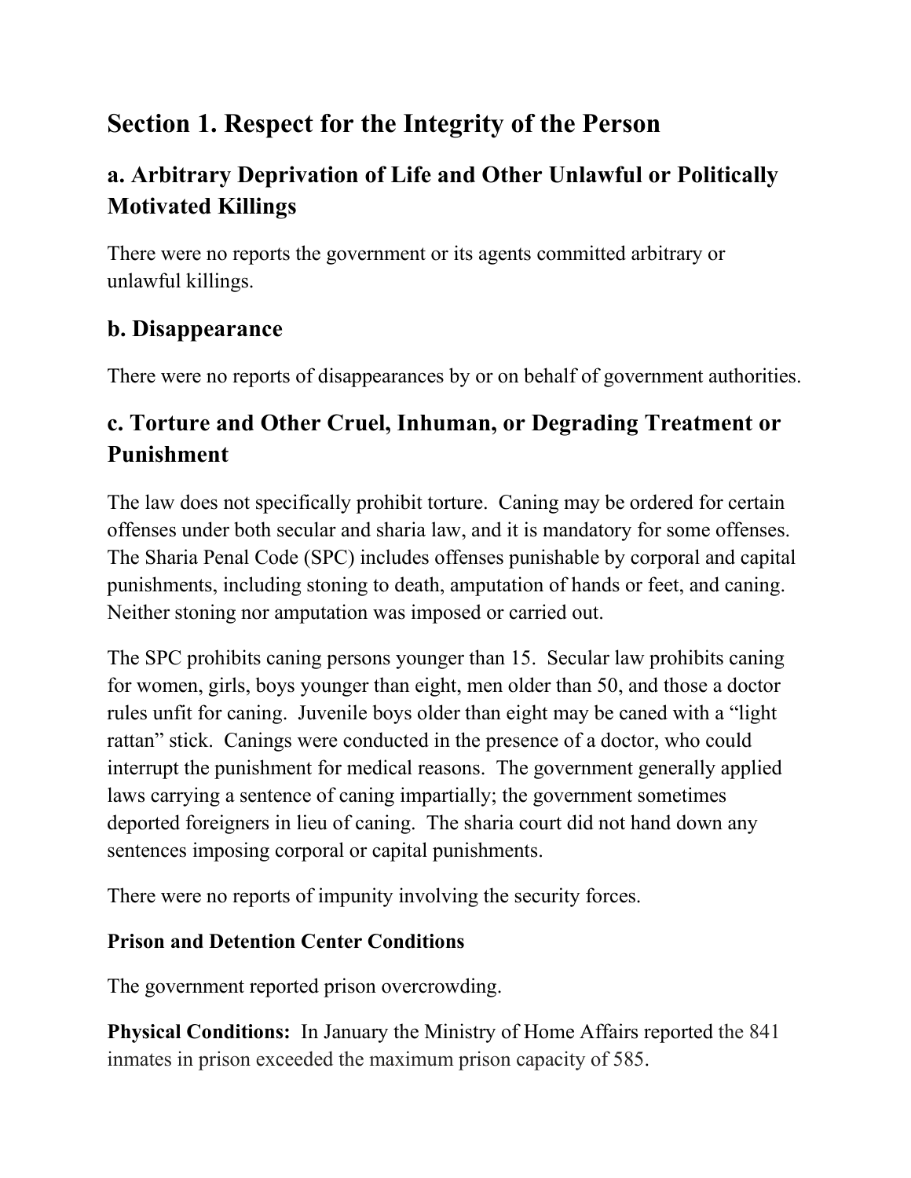## Section 1. Respect for the Integrity of the Person

### a. Arbitrary Deprivation of Life and Other Unlawful or Politically Motivated Killings

There were no reports the government or its agents committed arbitrary or unlawful killings.

### b. Disappearance

There were no reports of disappearances by or on behalf of government authorities.

### c. Torture and Other Cruel, Inhuman, or Degrading Treatment or Punishment

The law does not specifically prohibit torture. Caning may be ordered for certain offenses under both secular and sharia law, and it is mandatory for some offenses. The Sharia Penal Code (SPC) includes offenses punishable by corporal and capital punishments, including stoning to death, amputation of hands or feet, and caning. Neither stoning nor amputation was imposed or carried out.

The SPC prohibits caning persons younger than 15. Secular law prohibits caning for women, girls, boys younger than eight, men older than 50, and those a doctor rules unfit for caning. Juvenile boys older than eight may be caned with a "light rattan" stick. Canings were conducted in the presence of a doctor, who could interrupt the punishment for medical reasons. The government generally applied laws carrying a sentence of caning impartially; the government sometimes deported foreigners in lieu of caning. The sharia court did not hand down any sentences imposing corporal or capital punishments.

There were no reports of impunity involving the security forces.

#### Prison and Detention Center Conditions

The government reported prison overcrowding.

**Physical Conditions:** In January the Ministry of Home Affairs reported the 841 inmates in prison exceeded the maximum prison capacity of 585.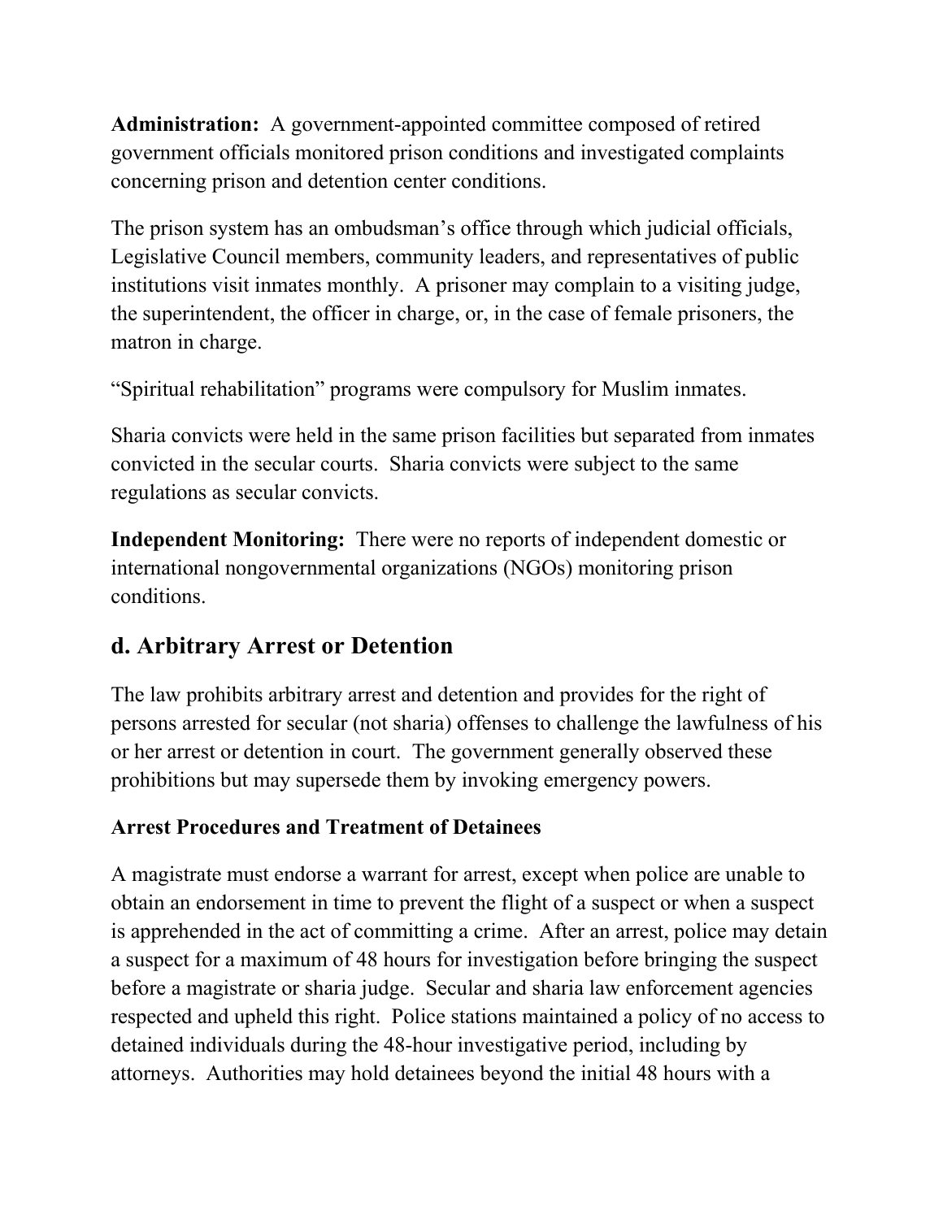**Administration:** A government-appointed committee composed of retired government officials monitored prison conditions and investigated complaints concerning prison and detention center conditions.

The prison system has an ombudsman's office through which judicial officials, Legislative Council members, community leaders, and representatives of public institutions visit inmates monthly. A prisoner may complain to a visiting judge, the superintendent, the officer in charge, or, in the case of female prisoners, the matron in charge.

"Spiritual rehabilitation" programs were compulsory for Muslim inmates.

Sharia convicts were held in the same prison facilities but separated from inmates convicted in the secular courts. Sharia convicts were subject to the same regulations as secular convicts.

**Independent Monitoring:** There were no reports of independent domestic or international nongovernmental organizations (NGOs) monitoring prison conditions.

## d. Arbitrary Arrest or Detention

The law prohibits arbitrary arrest and detention and provides for the right of persons arrested for secular (not sharia) offenses to challenge the lawfulness of his or her arrest or detention in court. The government generally observed these prohibitions but may supersede them by invoking emergency powers.

### Arrest Procedures and Treatment of Detainees

A magistrate must endorse a warrant for arrest, except when police are unable to obtain an endorsement in time to prevent the flight of a suspect or when a suspect is apprehended in the act of committing a crime. After an arrest, police may detain a suspect for a maximum of 48 hours for investigation before bringing the suspect before a magistrate or sharia judge. Secular and sharia law enforcement agencies respected and upheld this right. Police stations maintained a policy of no access to detained individuals during the 48-hour investigative period, including by attorneys. Authorities may hold detainees beyond the initial 48 hours with a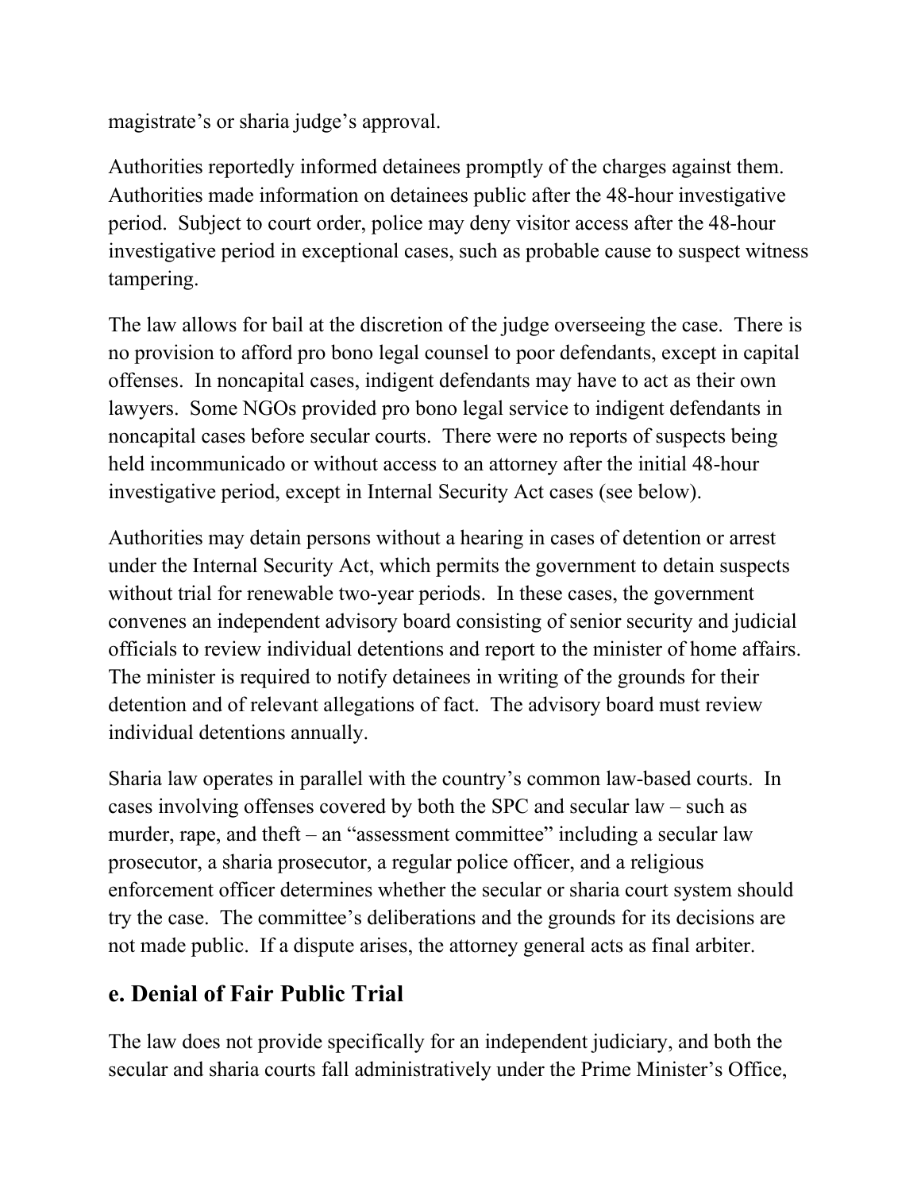magistrate's or sharia judge's approval.

Authorities reportedly informed detainees promptly of the charges against them. Authorities made information on detainees public after the 48-hour investigative period. Subject to court order, police may deny visitor access after the 48-hour investigative period in exceptional cases, such as probable cause to suspect witness tampering.

The law allows for bail at the discretion of the judge overseeing the case. There is no provision to afford pro bono legal counsel to poor defendants, except in capital offenses. In noncapital cases, indigent defendants may have to act as their own lawyers. Some NGOs provided pro bono legal service to indigent defendants in noncapital cases before secular courts. There were no reports of suspects being held incommunicado or without access to an attorney after the initial 48-hour investigative period, except in Internal Security Act cases (see below).

Authorities may detain persons without a hearing in cases of detention or arrest under the Internal Security Act, which permits the government to detain suspects without trial for renewable two-year periods. In these cases, the government convenes an independent advisory board consisting of senior security and judicial officials to review individual detentions and report to the minister of home affairs. The minister is required to notify detainees in writing of the grounds for their detention and of relevant allegations of fact. The advisory board must review individual detentions annually.

Sharia law operates in parallel with the country's common law-based courts. In cases involving offenses covered by both the SPC and secular law – such as murder, rape, and theft – an "assessment committee" including a secular law prosecutor, a sharia prosecutor, a regular police officer, and a religious enforcement officer determines whether the secular or sharia court system should try the case. The committee's deliberations and the grounds for its decisions are not made public. If a dispute arises, the attorney general acts as final arbiter.

## e. Denial of Fair Public Trial

The law does not provide specifically for an independent judiciary, and both the secular and sharia courts fall administratively under the Prime Minister's Office,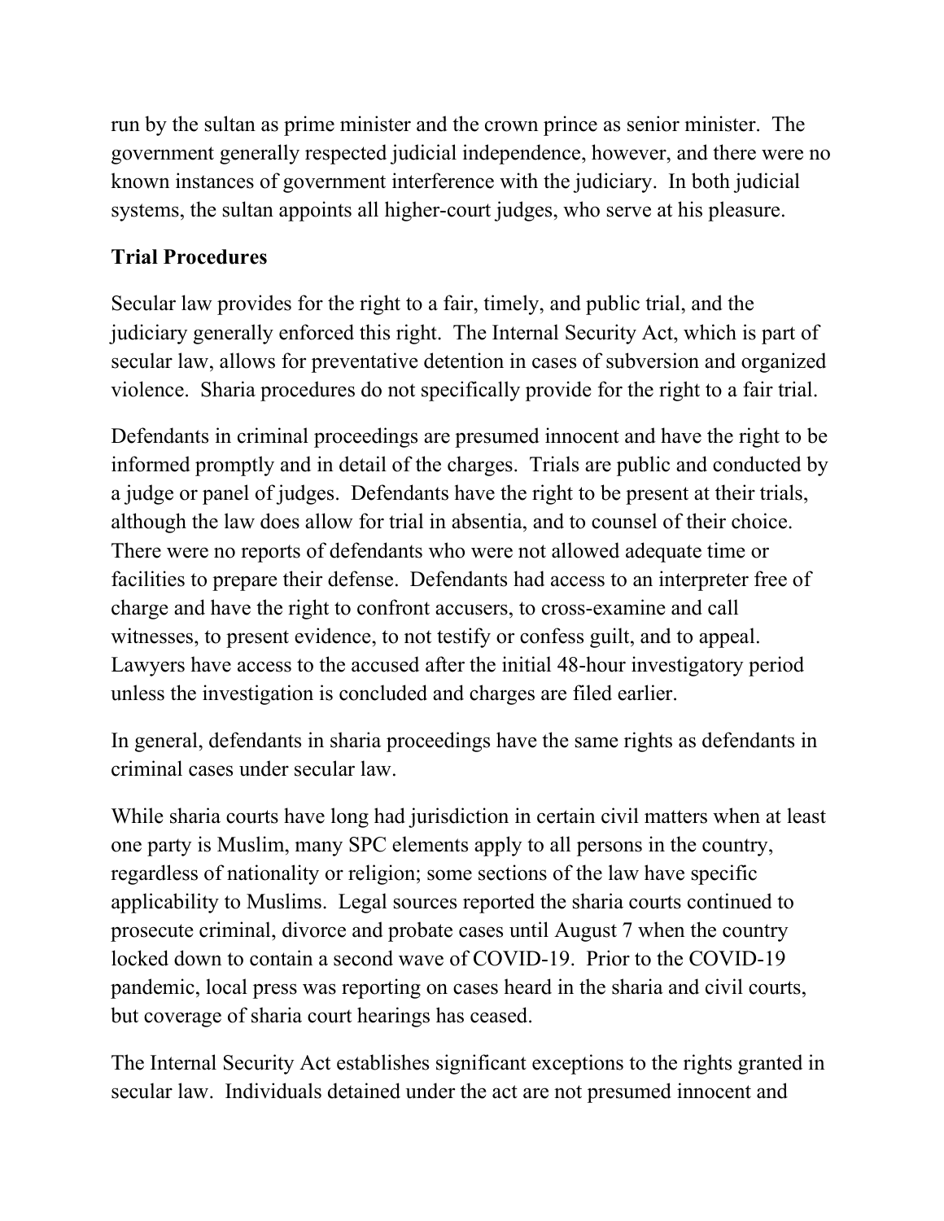run by the sultan as prime minister and the crown prince as senior minister. The government generally respected judicial independence, however, and there were no known instances of government interference with the judiciary. In both judicial systems, the sultan appoints all higher-court judges, who serve at his pleasure.

**Trial Procedures**

Secular law provides for the right to a fair, timely, and public trial, and the judiciary generally enforced this right. The Internal Security Act, which is part of secular law, allows for preventative detention in cases of subversion and organized violence. Sharia procedures do not specifically provide for the right to a fair trial.

Defendants in criminal proceedings are presumed innocent and have the right to be informed promptly and in detail of the charges. Trials are public and conducted by a judge or panel of judges. Defendants have the right to be present at their trials, although the law does allow for trial in absentia, and to counsel of their choice. There were no reports of defendants who were not allowed adequate time or facilities to prepare their defense. Defendants had access to an interpreter free of charge and have the right to confront accusers, to cross-examine and call witnesses, to present evidence, to not testify or confess guilt, and to appeal. Lawyers have access to the accused after the initial 48-hour investigatory period unless the investigation is concluded and charges are filed earlier.

In general, defendants in sharia proceedings have the same rights as defendants in criminal cases under secular law.

While sharia courts have long had jurisdiction in certain civil matters when at least one party is Muslim, many SPC elements apply to all persons in the country, regardless of nationality or religion; some sections of the law have specific applicability to Muslims. Legal sources reported the sharia courts continued to prosecute criminal, divorce and probate cases until August 7 when the country locked down to contain a second wave of COVID-19. Prior to the COVID-19 pandemic, local press was reporting on cases heard in the sharia and civil courts, but coverage of sharia court hearings has ceased.

The Internal Security Act establishes significant exceptions to the rights granted in secular law. Individuals detained under the act are not presumed innocent and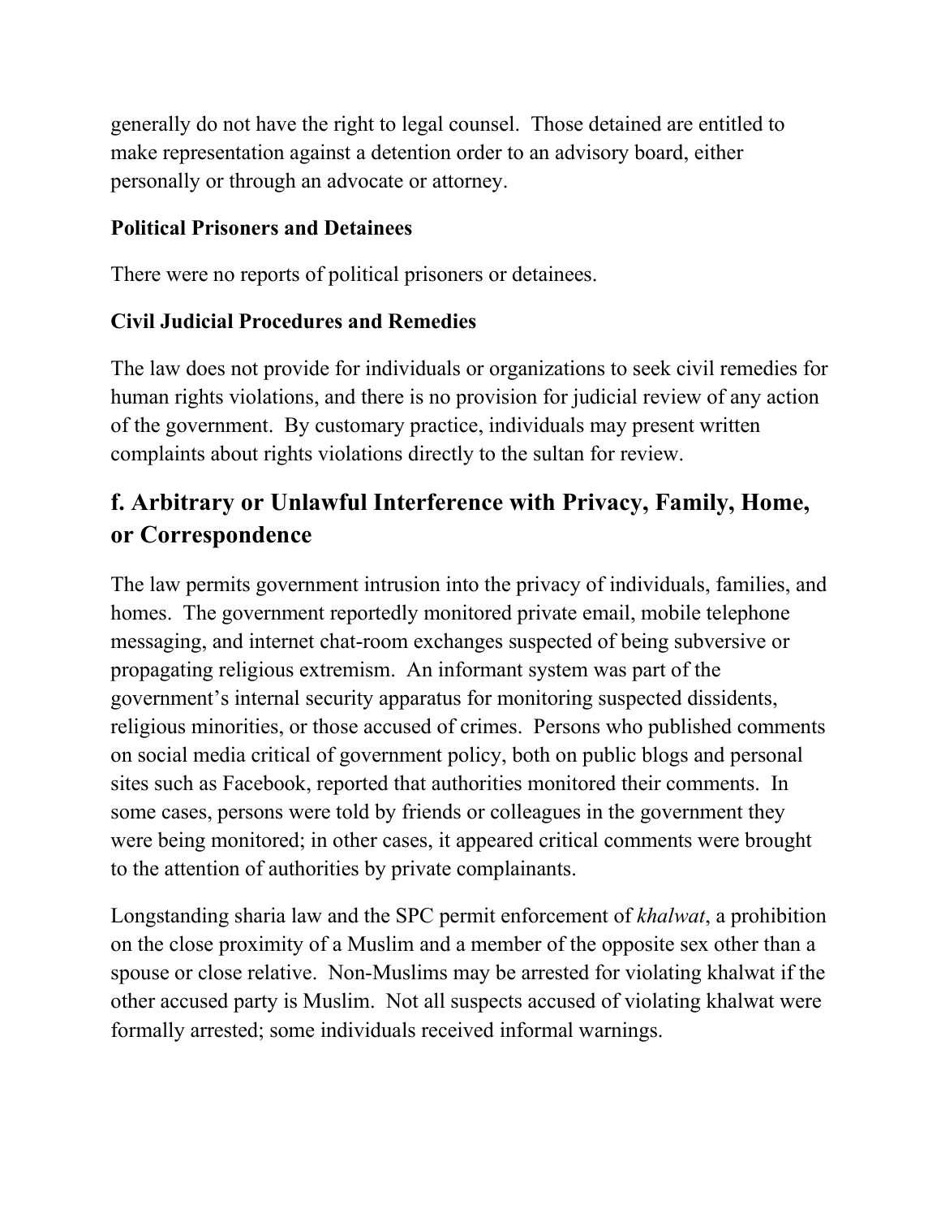generally do not have the right to legal counsel. Those detained are entitled to make representation against a detention order to an advisory board, either personally or through an advocate or attorney.

**Political Prisoners and Detainees**

There were no reports of political prisoners or detainees.

**Civil Judicial Procedures and Remedies**

The law does not provide for individuals or organizations to seek civil remedies for human rights violations, and there is no provision for judicial review of any action of the government. By customary practice, individuals may present written complaints about rights violations directly to the sultan for review.

## f. Arbitrary or Unlawful Interference with Privacy, Family, Home, or Correspondence

The law permits government intrusion into the privacy of individuals, families, and homes. The government reportedly monitored private email, mobile telephone messaging, and internet chat-room exchanges suspected of being subversive or propagating religious extremism. An informant system was part of the government's internal security apparatus for monitoring suspected dissidents, religious minorities, or those accused of crimes. Persons who published comments on social media critical of government policy, both on public blogs and personal sites such as Facebook, reported that authorities monitored their comments. In some cases, persons were told by friends or colleagues in the government they were being monitored; in other cases, it appeared critical comments were brought to the attention of authorities by private complainants.

Longstanding sharia law and the SPC permit enforcement of *khalwat*, a prohibition on the close proximity of a Muslim and a member of the opposite sex other than a spouse or close relative. Non-Muslims may be arrested for violating khalwat if the other accused party is Muslim. Not all suspects accused of violating khalwat were formally arrested; some individuals received informal warnings.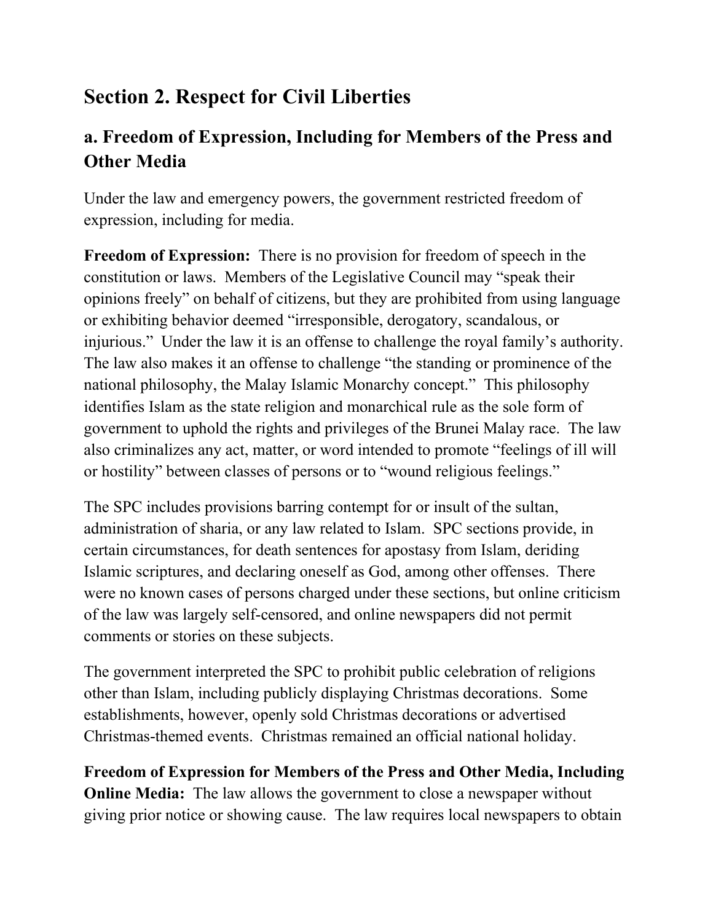## Section 2. Respect for Civil Liberties

### a. Freedom of Expression, Including for Members of the Press and Other Media

Under the law and emergency powers, the government restricted freedom of expression, including for media.

**Freedom of Expression:** There is no provision for freedom of speech in the constitution or laws. Members of the Legislative Council may "speak their opinions freely" on behalf of citizens, but they are prohibited from using language or exhibiting behavior deemed "irresponsible, derogatory, scandalous, or injurious." Under the law it is an offense to challenge the royal family's authority. The law also makes it an offense to challenge "the standing or prominence of the national philosophy, the Malay Islamic Monarchy concept." This philosophy identifies Islam as the state religion and monarchical rule as the sole form of government to uphold the rights and privileges of the Brunei Malay race. The law also criminalizes any act, matter, or word intended to promote "feelings of ill will or hostility" between classes of persons or to "wound religious feelings."

The SPC includes provisions barring contempt for or insult of the sultan, administration of sharia, or any law related to Islam. SPC sections provide, in certain circumstances, for death sentences for apostasy from Islam, deriding Islamic scriptures, and declaring oneself as God, among other offenses. There were no known cases of persons charged under these sections, but online criticism of the law was largely self-censored, and online newspapers did not permit comments or stories on these subjects.

The government interpreted the SPC to prohibit public celebration of religions other than Islam, including publicly displaying Christmas decorations. Some establishments, however, openly sold Christmas decorations or advertised Christmas-themed events. Christmas remained an official national holiday.

**Freedom of Expression for Members of the Press and Other Media, Including Online Media:** The law allows the government to close a newspaper without giving prior notice or showing cause. The law requires local newspapers to obtain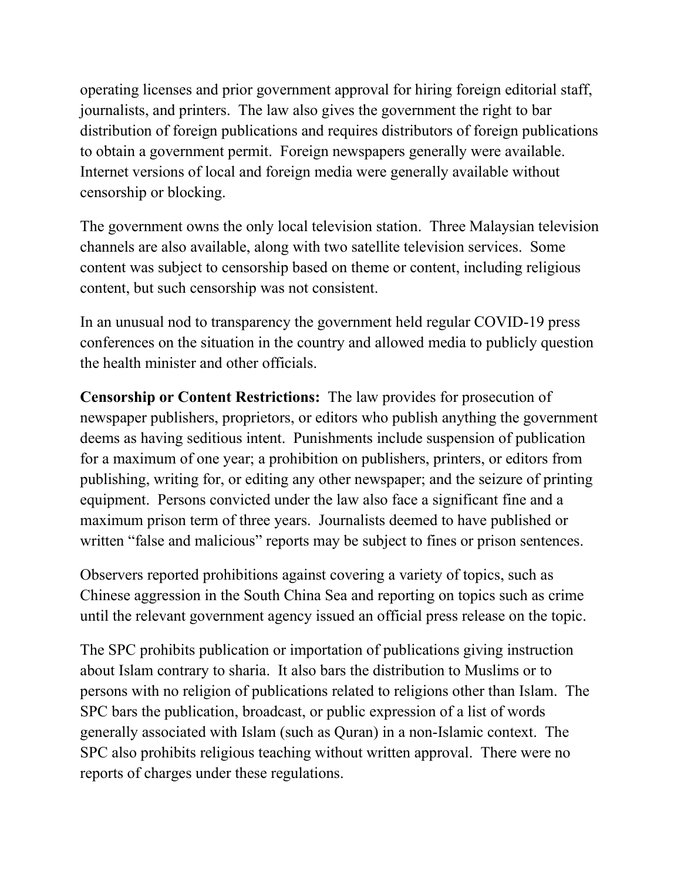operating licenses and prior government approval for hiring foreign editorial staff, journalists, and printers. The law also gives the government the right to bar distribution of foreign publications and requires distributors of foreign publications to obtain a government permit. Foreign newspapers generally were available. Internet versions of local and foreign media were generally available without censorship or blocking.

The government owns the only local television station. Three Malaysian television channels are also available, along with two satellite television services. Some content was subject to censorship based on theme or content, including religious content, but such censorship was not consistent.

In an unusual nod to transparency the government held regular COVID-19 press conferences on the situation in the country and allowed media to publicly question the health minister and other officials.

**Censorship or Content Restrictions:** The law provides for prosecution of newspaper publishers, proprietors, or editors who publish anything the government deems as having seditious intent. Punishments include suspension of publication for a maximum of one year; a prohibition on publishers, printers, or editors from publishing, writing for, or editing any other newspaper; and the seizure of printing equipment. Persons convicted under the law also face a significant fine and a maximum prison term of three years. Journalists deemed to have published or written "false and malicious" reports may be subject to fines or prison sentences.

Observers reported prohibitions against covering a variety of topics, such as Chinese aggression in the South China Sea and reporting on topics such as crime until the relevant government agency issued an official press release on the topic.

The SPC prohibits publication or importation of publications giving instruction about Islam contrary to sharia. It also bars the distribution to Muslims or to persons with no religion of publications related to religions other than Islam. The SPC bars the publication, broadcast, or public expression of a list of words generally associated with Islam (such as Quran) in a non-Islamic context. The SPC also prohibits religious teaching without written approval. There were no reports of charges under these regulations.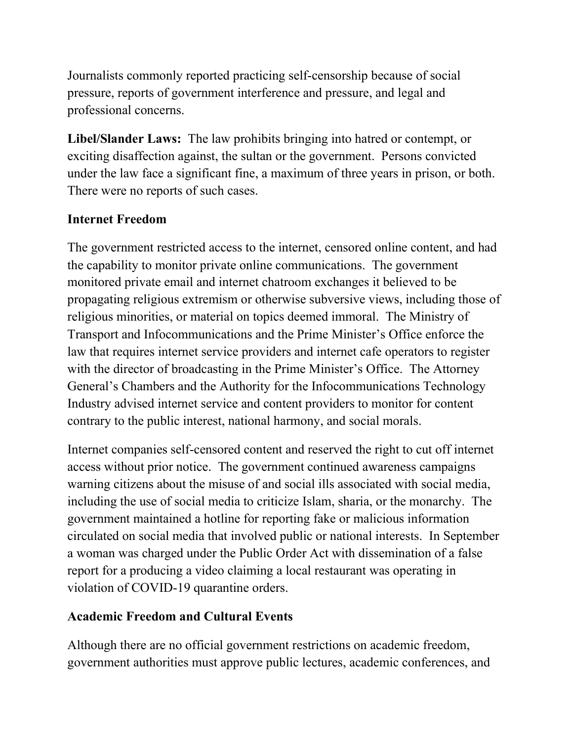Journalists commonly reported practicing self-censorship because of social pressure, reports of government interference and pressure, and legal and professional concerns.

**Libel/Slander Laws:** The law prohibits bringing into hatred or contempt, or exciting disaffection against, the sultan or the government. Persons convicted under the law face a significant fine, a maximum of three years in prison, or both. There were no reports of such cases.

### Internet Freedom

The government restricted access to the internet, censored online content, and had the capability to monitor private online communications. The government monitored private email and internet chatroom exchanges it believed to be propagating religious extremism or otherwise subversive views, including those of religious minorities, or material on topics deemed immoral. The Ministry of Transport and Infocommunications and the Prime Minister's Office enforce the law that requires internet service providers and internet cafe operators to register with the director of broadcasting in the Prime Minister's Office. The Attorney General's Chambers and the Authority for the Infocommunications Technology Industry advised internet service and content providers to monitor for content contrary to the public interest, national harmony, and social morals.

Internet companies self-censored content and reserved the right to cut off internet access without prior notice. The government continued awareness campaigns warning citizens about the misuse of and social ills associated with social media, including the use of social media to criticize Islam, sharia, or the monarchy. The government maintained a hotline for reporting fake or malicious information circulated on social media that involved public or national interests. In September a woman was charged under the Public Order Act with dissemination of a false report for a producing a video claiming a local restaurant was operating in violation of COVID-19 quarantine orders.

### Academic Freedom and Cultural Events

Although there are no official government restrictions on academic freedom, government authorities must approve public lectures, academic conferences, and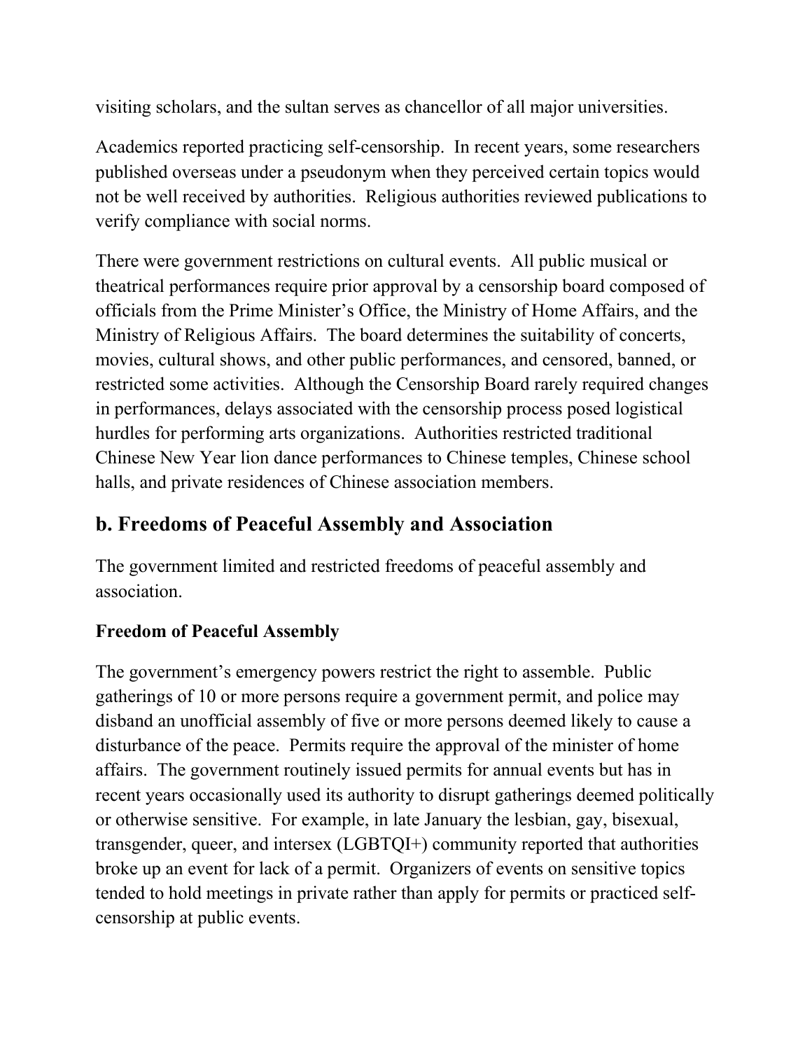visiting scholars, and the sultan serves as chancellor of all major universities.

Academics reported practicing self-censorship. In recent years, some researchers published overseas under a pseudonym when they perceived certain topics would not be well received by authorities. Religious authorities reviewed publications to verify compliance with social norms.

There were government restrictions on cultural events. All public musical or theatrical performances require prior approval by a censorship board composed of officials from the Prime Minister's Office, the Ministry of Home Affairs, and the Ministry of Religious Affairs. The board determines the suitability of concerts, movies, cultural shows, and other public performances, and censored, banned, or restricted some activities. Although the Censorship Board rarely required changes in performances, delays associated with the censorship process posed logistical hurdles for performing arts organizations. Authorities restricted traditional Chinese New Year lion dance performances to Chinese temples, Chinese school halls, and private residences of Chinese association members.

## b. Freedoms of Peaceful Assembly and Association

The government limited and restricted freedoms of peaceful assembly and association.

### Freedom of Peaceful Assembly

The government's emergency powers restrict the right to assemble. Public gatherings of 10 or more persons require a government permit, and police may disband an unofficial assembly of five or more persons deemed likely to cause a disturbance of the peace. Permits require the approval of the minister of home affairs. The government routinely issued permits for annual events but has in recent years occasionally used its authority to disrupt gatherings deemed politically or otherwise sensitive. For example, in late January the lesbian, gay, bisexual, transgender, queer, and intersex (LGBTQI+) community reported that authorities broke up an event for lack of a permit. Organizers of events on sensitive topics tended to hold meetings in private rather than apply for permits or practiced self-censorship at public events.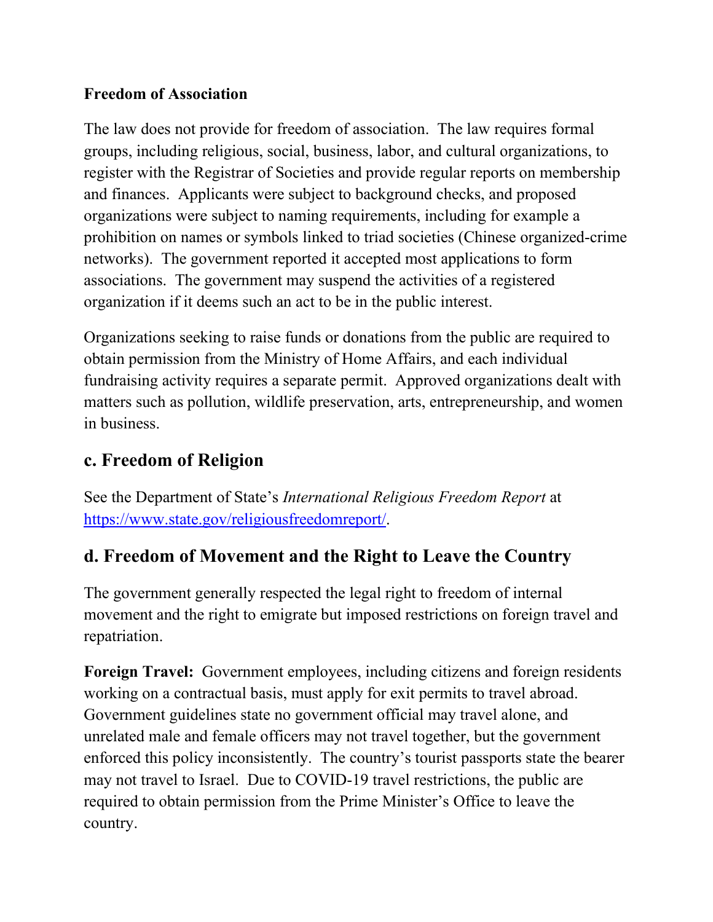**Freedom of Association**

The law does not provide for freedom of association. The law requires formal groups, including religious, social, business, labor, and cultural organizations, to register with the Registrar of Societies and provide regular reports on membership and finances. Applicants were subject to background checks, and proposed organizations were subject to naming requirements, including for example a prohibition on names or symbols linked to triad societies (Chinese organized-crime networks). The government reported it accepted most applications to form associations. The government may suspend the activities of a registered organization if it deems such an act to be in the public interest.

Organizations seeking to raise funds or donations from the public are required to obtain permission from the Ministry of Home Affairs, and each individual fundraising activity requires a separate permit. Approved organizations dealt with matters such as pollution, wildlife preservation, arts, entrepreneurship, and women in business.

## c. Freedom of Religion

See the Department of State's *International Religious Freedom Report* at https://www.state.gov/religiousfreedomreport/.

## d. Freedom of Movement and the Right to Leave the Country

The government generally respected the legal right to freedom of internal movement and the right to emigrate but imposed restrictions on foreign travel and repatriation.

**Foreign Travel:** Government employees, including citizens and foreign residents working on a contractual basis, must apply for exit permits to travel abroad. Government guidelines state no government official may travel alone, and unrelated male and female officers may not travel together, but the government enforced this policy inconsistently. The country's tourist passports state the bearer may not travel to Israel. Due to COVID-19 travel restrictions, the public are required to obtain permission from the Prime Minister's Office to leave the country.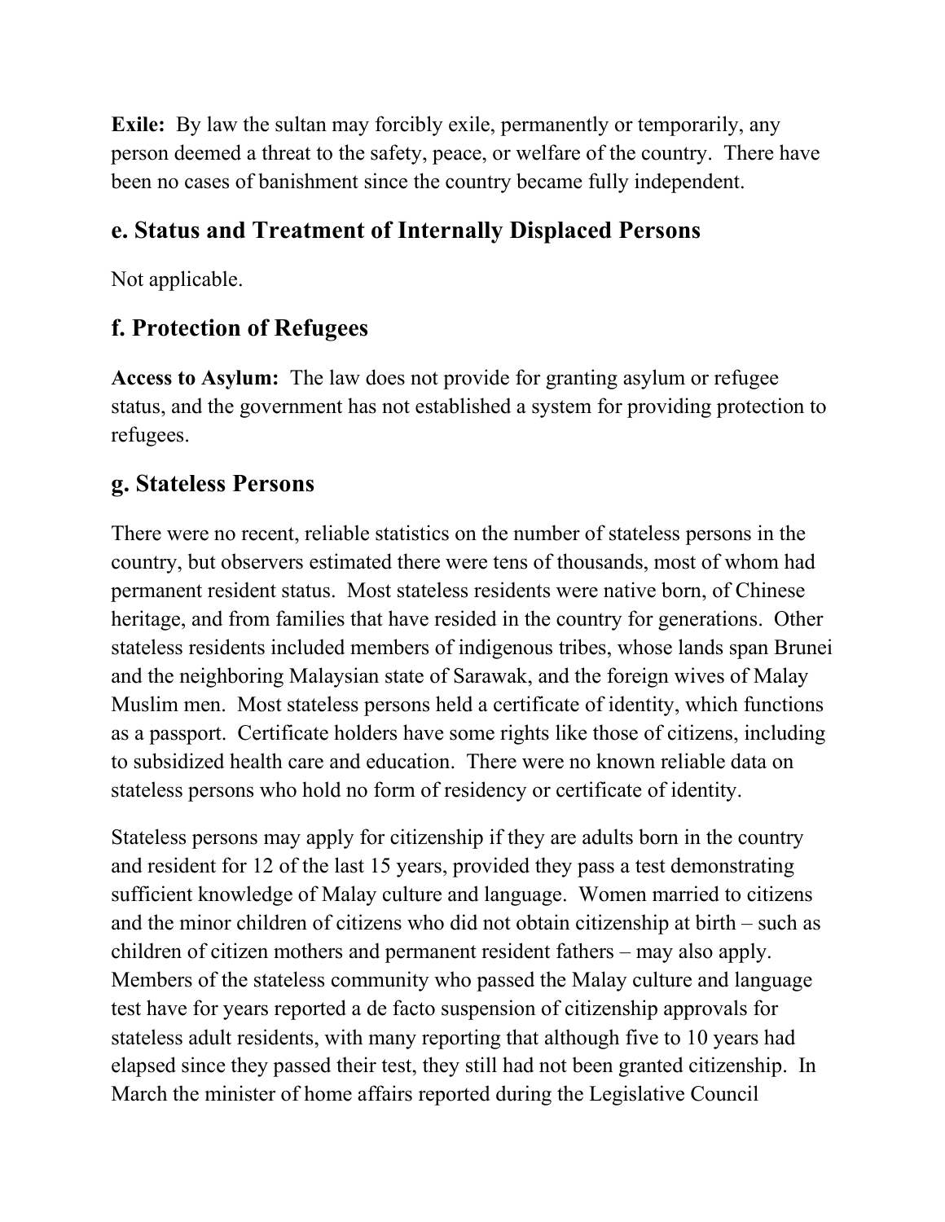**Exile:** By law the sultan may forcibly exile, permanently or temporarily, any person deemed a threat to the safety, peace, or welfare of the country. There have been no cases of banishment since the country became fully independent.

## e. Status and Treatment of Internally Displaced Persons

Not applicable.

## f. Protection of Refugees

**Access to Asylum:** The law does not provide for granting asylum or refugee status, and the government has not established a system for providing protection to refugees.

## g. Stateless Persons

There were no recent, reliable statistics on the number of stateless persons in the country, but observers estimated there were tens of thousands, most of whom had permanent resident status. Most stateless residents were native born, of Chinese heritage, and from families that have resided in the country for generations. Other stateless residents included members of indigenous tribes, whose lands span Brunei and the neighboring Malaysian state of Sarawak, and the foreign wives of Malay Muslim men. Most stateless persons held a certificate of identity, which functions as a passport. Certificate holders have some rights like those of citizens, including to subsidized health care and education. There were no known reliable data on stateless persons who hold no form of residency or certificate of identity.

Stateless persons may apply for citizenship if they are adults born in the country and resident for 12 of the last 15 years, provided they pass a test demonstrating sufficient knowledge of Malay culture and language. Women married to citizens and the minor children of citizens who did not obtain citizenship at birth – such as children of citizen mothers and permanent resident fathers – may also apply. Members of the stateless community who passed the Malay culture and language test have for years reported a de facto suspension of citizenship approvals for stateless adult residents, with many reporting that although five to 10 years had elapsed since they passed their test, they still had not been granted citizenship. In March the minister of home affairs reported during the Legislative Council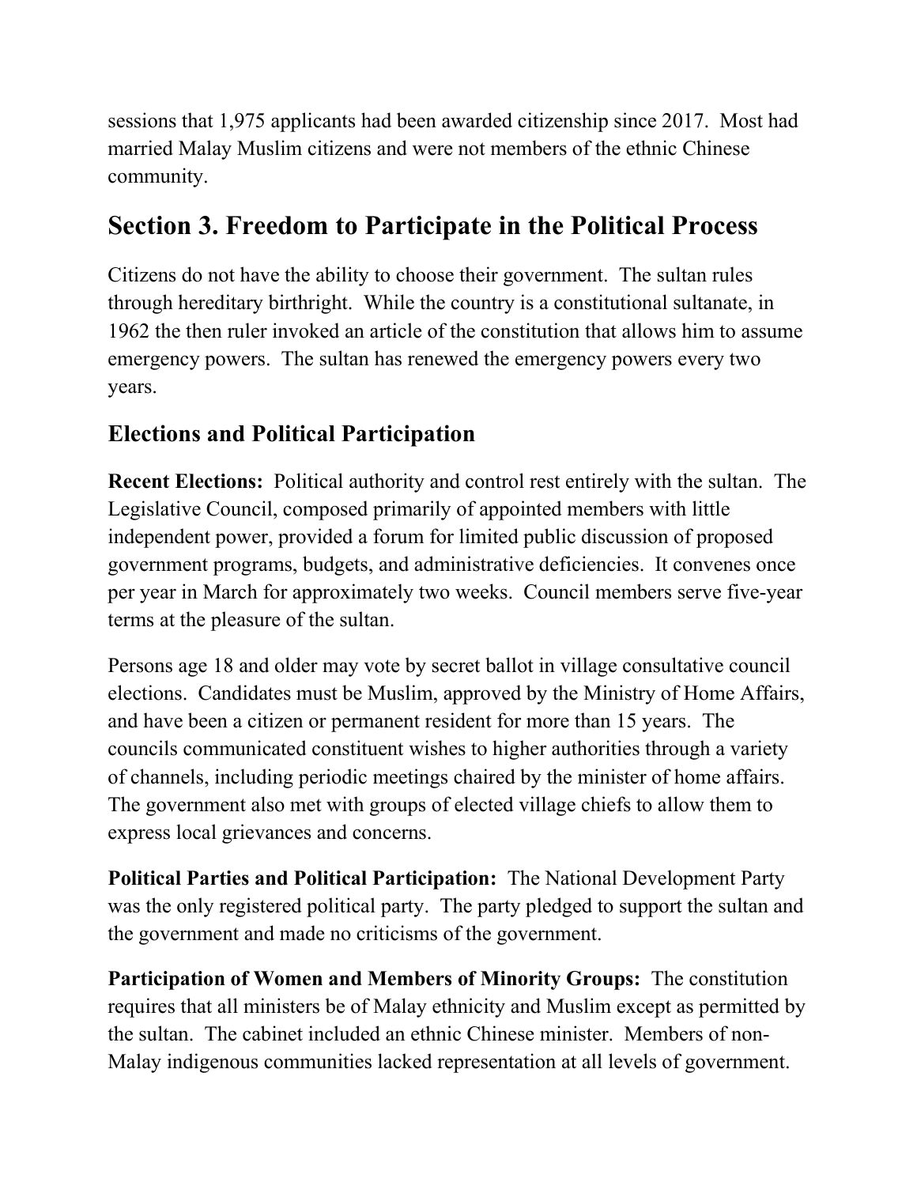sessions that 1,975 applicants had been awarded citizenship since 2017. Most had married Malay Muslim citizens and were not members of the ethnic Chinese community.

## Section 3. Freedom to Participate in the Political Process

Citizens do not have the ability to choose their government. The sultan rules through hereditary birthright. While the country is a constitutional sultanate, in 1962 the then ruler invoked an article of the constitution that allows him to assume emergency powers. The sultan has renewed the emergency powers every two years.

### Elections and Political Participation

**Recent Elections:** Political authority and control rest entirely with the sultan. The Legislative Council, composed primarily of appointed members with little independent power, provided a forum for limited public discussion of proposed government programs, budgets, and administrative deficiencies. It convenes once per year in March for approximately two weeks. Council members serve five-year terms at the pleasure of the sultan.

Persons age 18 and older may vote by secret ballot in village consultative council elections. Candidates must be Muslim, approved by the Ministry of Home Affairs, and have been a citizen or permanent resident for more than 15 years. The councils communicated constituent wishes to higher authorities through a variety of channels, including periodic meetings chaired by the minister of home affairs. The government also met with groups of elected village chiefs to allow them to express local grievances and concerns.

**Political Parties and Political Participation:** The National Development Party was the only registered political party. The party pledged to support the sultan and the government and made no criticisms of the government.

**Participation of Women and Members of Minority Groups:** The constitution requires that all ministers be of Malay ethnicity and Muslim except as permitted by the sultan. The cabinet included an ethnic Chinese minister. Members of non-Malay indigenous communities lacked representation at all levels of government.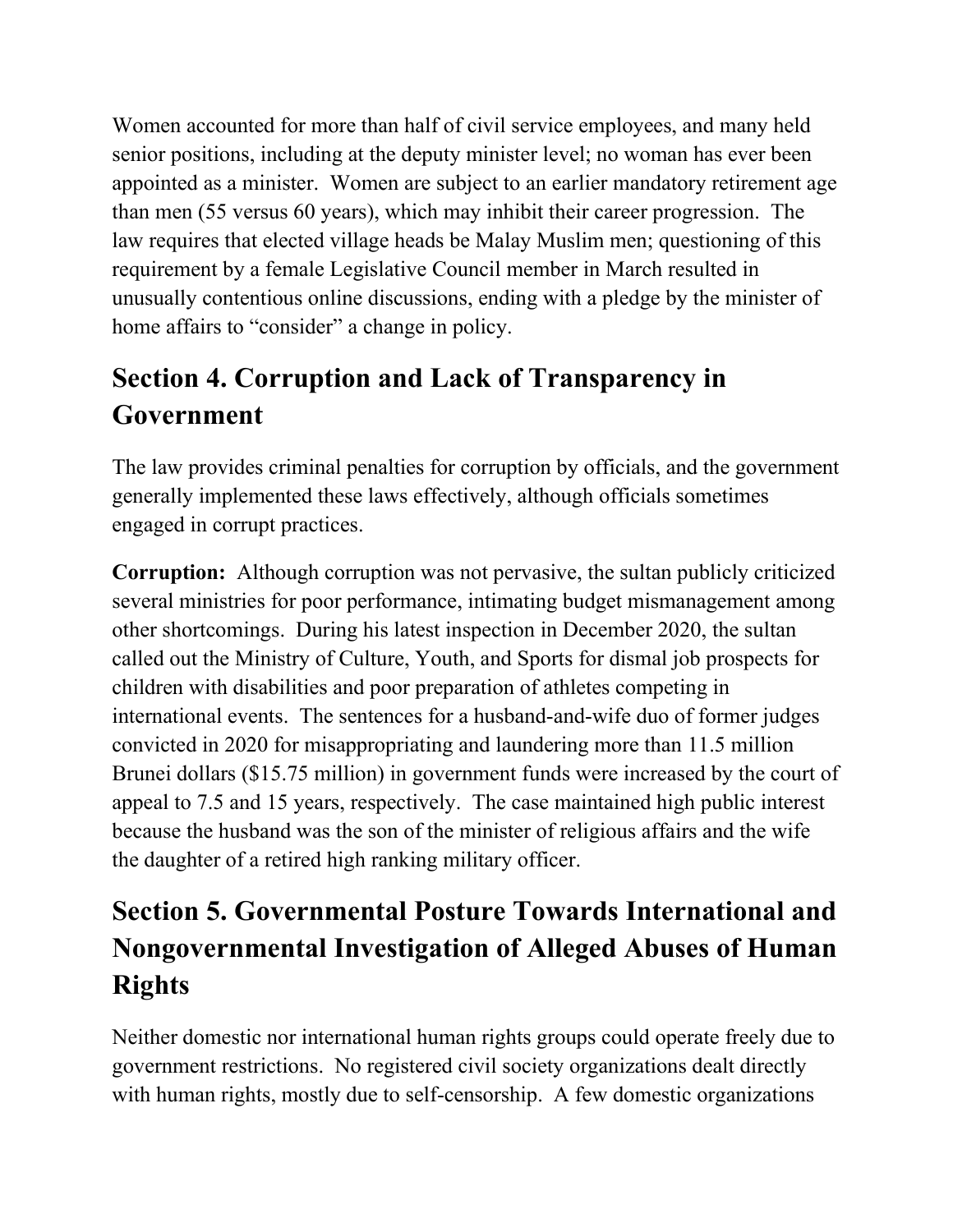Women accounted for more than half of civil service employees, and many held senior positions, including at the deputy minister level; no woman has ever been appointed as a minister. Women are subject to an earlier mandatory retirement age than men (55 versus 60 years), which may inhibit their career progression. The law requires that elected village heads be Malay Muslim men; questioning of this requirement by a female Legislative Council member in March resulted in unusually contentious online discussions, ending with a pledge by the minister of home affairs to "consider" a change in policy.

## Section 4. Corruption and Lack of Transparency in Government

The law provides criminal penalties for corruption by officials, and the government generally implemented these laws effectively, although officials sometimes engaged in corrupt practices.

**Corruption:** Although corruption was not pervasive, the sultan publicly criticized several ministries for poor performance, intimating budget mismanagement among other shortcomings. During his latest inspection in December 2020, the sultan called out the Ministry of Culture, Youth, and Sports for dismal job prospects for children with disabilities and poor preparation of athletes competing in international events. The sentences for a husband-and-wife duo of former judges convicted in 2020 for misappropriating and laundering more than 11.5 million Brunei dollars ($15.75 million) in government funds were increased by the court of appeal to 7.5 and 15 years, respectively. The case maintained high public interest because the husband was the son of the minister of religious affairs and the wife the daughter of a retired high ranking military officer.

## Section 5. Governmental Posture Towards International and Nongovernmental Investigation of Alleged Abuses of Human Rights

Neither domestic nor international human rights groups could operate freely due to government restrictions. No registered civil society organizations dealt directly with human rights, mostly due to self-censorship. A few domestic organizations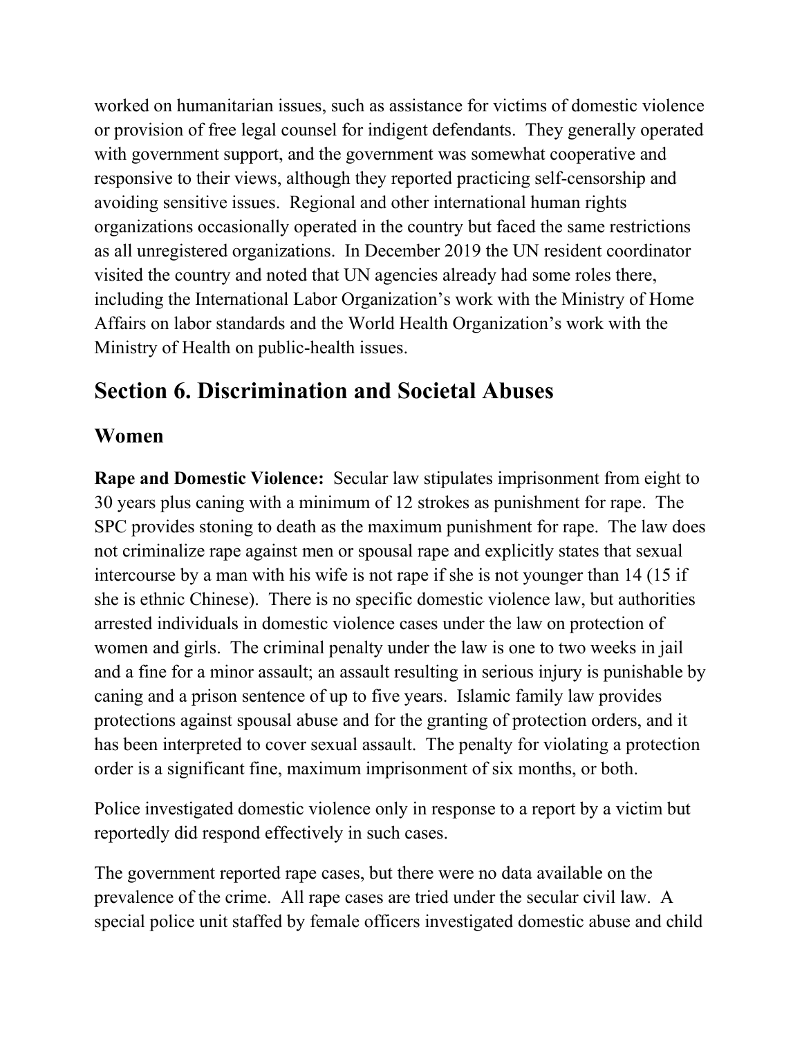worked on humanitarian issues, such as assistance for victims of domestic violence or provision of free legal counsel for indigent defendants. They generally operated with government support, and the government was somewhat cooperative and responsive to their views, although they reported practicing self-censorship and avoiding sensitive issues. Regional and other international human rights organizations occasionally operated in the country but faced the same restrictions as all unregistered organizations. In December 2019 the UN resident coordinator visited the country and noted that UN agencies already had some roles there, including the International Labor Organization's work with the Ministry of Home Affairs on labor standards and the World Health Organization's work with the Ministry of Health on public-health issues.

## Section 6. Discrimination and Societal Abuses

### Women

**Rape and Domestic Violence:** Secular law stipulates imprisonment from eight to 30 years plus caning with a minimum of 12 strokes as punishment for rape. The SPC provides stoning to death as the maximum punishment for rape. The law does not criminalize rape against men or spousal rape and explicitly states that sexual intercourse by a man with his wife is not rape if she is not younger than 14 (15 if she is ethnic Chinese). There is no specific domestic violence law, but authorities arrested individuals in domestic violence cases under the law on protection of women and girls. The criminal penalty under the law is one to two weeks in jail and a fine for a minor assault; an assault resulting in serious injury is punishable by caning and a prison sentence of up to five years. Islamic family law provides protections against spousal abuse and for the granting of protection orders, and it has been interpreted to cover sexual assault. The penalty for violating a protection order is a significant fine, maximum imprisonment of six months, or both.

Police investigated domestic violence only in response to a report by a victim but reportedly did respond effectively in such cases.

The government reported rape cases, but there were no data available on the prevalence of the crime. All rape cases are tried under the secular civil law. A special police unit staffed by female officers investigated domestic abuse and child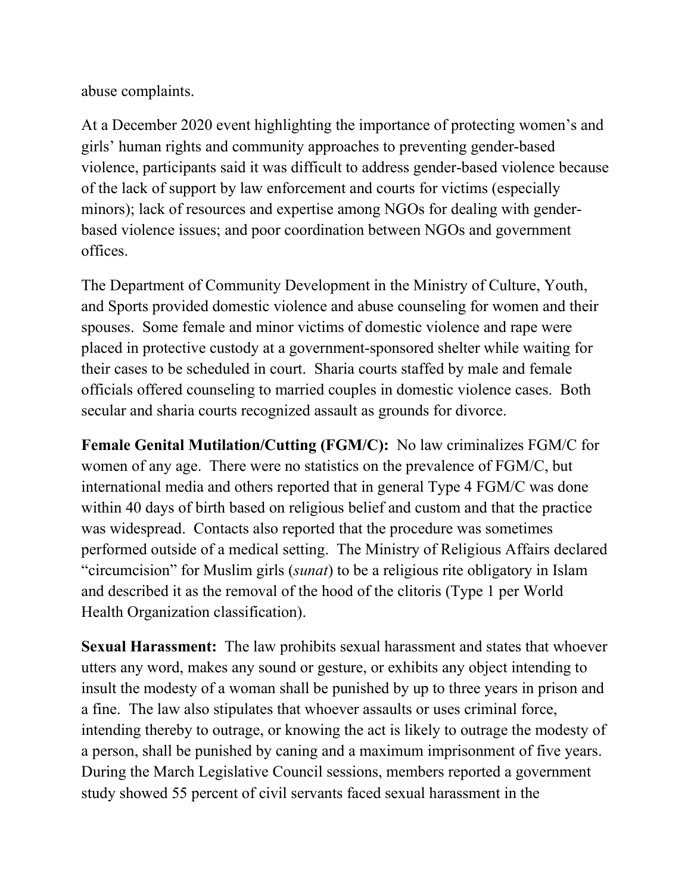abuse complaints.

At a December 2020 event highlighting the importance of protecting women's and girls' human rights and community approaches to preventing gender-based violence, participants said it was difficult to address gender-based violence because of the lack of support by law enforcement and courts for victims (especially minors); lack of resources and expertise among NGOs for dealing with gender-based violence issues; and poor coordination between NGOs and government offices.

The Department of Community Development in the Ministry of Culture, Youth, and Sports provided domestic violence and abuse counseling for women and their spouses. Some female and minor victims of domestic violence and rape were placed in protective custody at a government-sponsored shelter while waiting for their cases to be scheduled in court. Sharia courts staffed by male and female officials offered counseling to married couples in domestic violence cases. Both secular and sharia courts recognized assault as grounds for divorce.

**Female Genital Mutilation/Cutting (FGM/C):** No law criminalizes FGM/C for women of any age. There were no statistics on the prevalence of FGM/C, but international media and others reported that in general Type 4 FGM/C was done within 40 days of birth based on religious belief and custom and that the practice was widespread. Contacts also reported that the procedure was sometimes performed outside of a medical setting. The Ministry of Religious Affairs declared "circumcision" for Muslim girls (*sunat*) to be a religious rite obligatory in Islam and described it as the removal of the hood of the clitoris (Type 1 per World Health Organization classification).

**Sexual Harassment:** The law prohibits sexual harassment and states that whoever utters any word, makes any sound or gesture, or exhibits any object intending to insult the modesty of a woman shall be punished by up to three years in prison and a fine. The law also stipulates that whoever assaults or uses criminal force, intending thereby to outrage, or knowing the act is likely to outrage the modesty of a person, shall be punished by caning and a maximum imprisonment of five years. During the March Legislative Council sessions, members reported a government study showed 55 percent of civil servants faced sexual harassment in the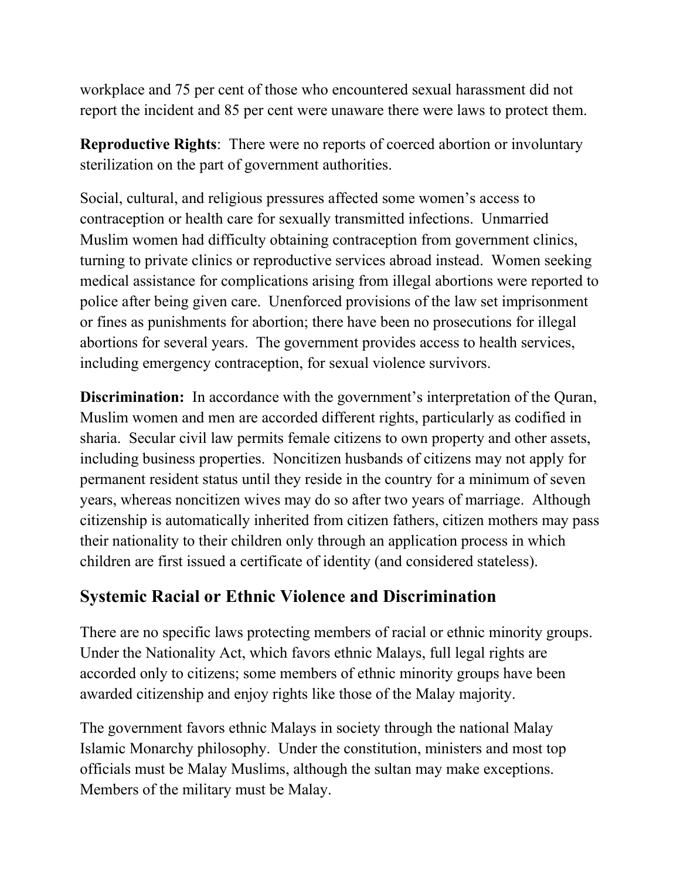workplace and 75 per cent of those who encountered sexual harassment did not report the incident and 85 per cent were unaware there were laws to protect them.

**Reproductive Rights**: There were no reports of coerced abortion or involuntary sterilization on the part of government authorities.

Social, cultural, and religious pressures affected some women's access to contraception or health care for sexually transmitted infections. Unmarried Muslim women had difficulty obtaining contraception from government clinics, turning to private clinics or reproductive services abroad instead. Women seeking medical assistance for complications arising from illegal abortions were reported to police after being given care. Unenforced provisions of the law set imprisonment or fines as punishments for abortion; there have been no prosecutions for illegal abortions for several years. The government provides access to health services, including emergency contraception, for sexual violence survivors.

**Discrimination:** In accordance with the government's interpretation of the Quran, Muslim women and men are accorded different rights, particularly as codified in sharia. Secular civil law permits female citizens to own property and other assets, including business properties. Noncitizen husbands of citizens may not apply for permanent resident status until they reside in the country for a minimum of seven years, whereas noncitizen wives may do so after two years of marriage. Although citizenship is automatically inherited from citizen fathers, citizen mothers may pass their nationality to their children only through an application process in which children are first issued a certificate of identity (and considered stateless).

## Systemic Racial or Ethnic Violence and Discrimination

There are no specific laws protecting members of racial or ethnic minority groups. Under the Nationality Act, which favors ethnic Malays, full legal rights are accorded only to citizens; some members of ethnic minority groups have been awarded citizenship and enjoy rights like those of the Malay majority.

The government favors ethnic Malays in society through the national Malay Islamic Monarchy philosophy. Under the constitution, ministers and most top officials must be Malay Muslims, although the sultan may make exceptions. Members of the military must be Malay.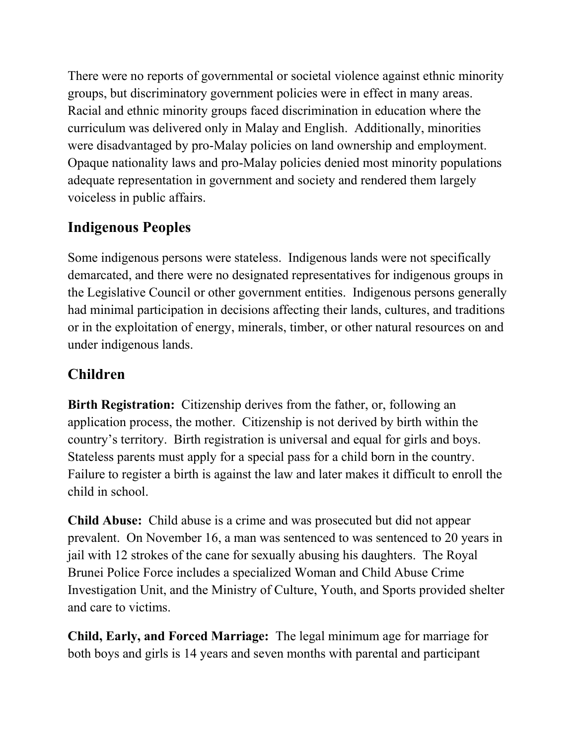There were no reports of governmental or societal violence against ethnic minority groups, but discriminatory government policies were in effect in many areas. Racial and ethnic minority groups faced discrimination in education where the curriculum was delivered only in Malay and English. Additionally, minorities were disadvantaged by pro-Malay policies on land ownership and employment. Opaque nationality laws and pro-Malay policies denied most minority populations adequate representation in government and society and rendered them largely voiceless in public affairs.

## Indigenous Peoples

Some indigenous persons were stateless. Indigenous lands were not specifically demarcated, and there were no designated representatives for indigenous groups in the Legislative Council or other government entities. Indigenous persons generally had minimal participation in decisions affecting their lands, cultures, and traditions or in the exploitation of energy, minerals, timber, or other natural resources on and under indigenous lands.

## Children

**Birth Registration:** Citizenship derives from the father, or, following an application process, the mother. Citizenship is not derived by birth within the country's territory. Birth registration is universal and equal for girls and boys. Stateless parents must apply for a special pass for a child born in the country. Failure to register a birth is against the law and later makes it difficult to enroll the child in school.

**Child Abuse:** Child abuse is a crime and was prosecuted but did not appear prevalent. On November 16, a man was sentenced to was sentenced to 20 years in jail with 12 strokes of the cane for sexually abusing his daughters. The Royal Brunei Police Force includes a specialized Woman and Child Abuse Crime Investigation Unit, and the Ministry of Culture, Youth, and Sports provided shelter and care to victims.

**Child, Early, and Forced Marriage:** The legal minimum age for marriage for both boys and girls is 14 years and seven months with parental and participant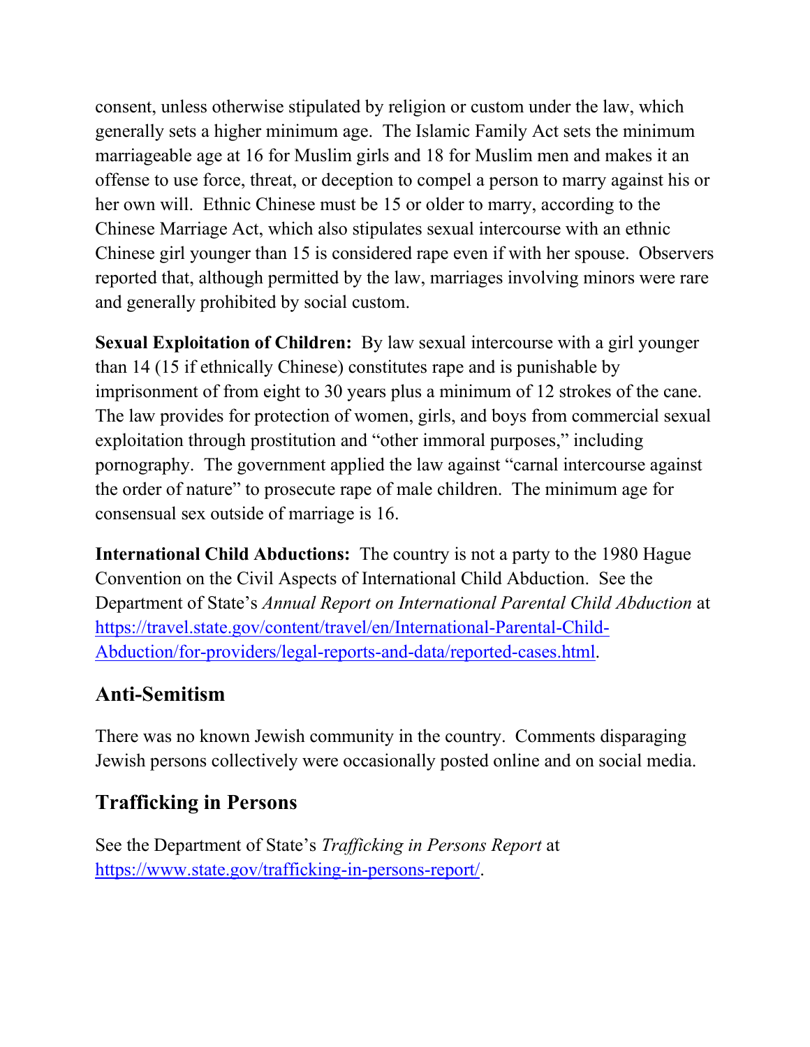consent, unless otherwise stipulated by religion or custom under the law, which generally sets a higher minimum age. The Islamic Family Act sets the minimum marriageable age at 16 for Muslim girls and 18 for Muslim men and makes it an offense to use force, threat, or deception to compel a person to marry against his or her own will. Ethnic Chinese must be 15 or older to marry, according to the Chinese Marriage Act, which also stipulates sexual intercourse with an ethnic Chinese girl younger than 15 is considered rape even if with her spouse. Observers reported that, although permitted by the law, marriages involving minors were rare and generally prohibited by social custom.

**Sexual Exploitation of Children:** By law sexual intercourse with a girl younger than 14 (15 if ethnically Chinese) constitutes rape and is punishable by imprisonment of from eight to 30 years plus a minimum of 12 strokes of the cane. The law provides for protection of women, girls, and boys from commercial sexual exploitation through prostitution and "other immoral purposes," including pornography. The government applied the law against "carnal intercourse against the order of nature" to prosecute rape of male children. The minimum age for consensual sex outside of marriage is 16.

**International Child Abductions:** The country is not a party to the 1980 Hague Convention on the Civil Aspects of International Child Abduction. See the Department of State's *Annual Report on International Parental Child Abduction* at [https://travel.state.gov/content/travel/en/International-Parental-Child-Abduction/for-providers/legal-reports-and-data/reported-cases.html](https://travel.state.gov/content/travel/en/International-Parental-Child-Abduction/for-providers/legal-reports-and-data/reported-cases.html).

## Anti-Semitism

There was no known Jewish community in the country. Comments disparaging Jewish persons collectively were occasionally posted online and on social media.

## Trafficking in Persons

See the Department of State's *Trafficking in Persons Report* at [https://www.state.gov/trafficking-in-persons-report/](https://www.state.gov/trafficking-in-persons-report/).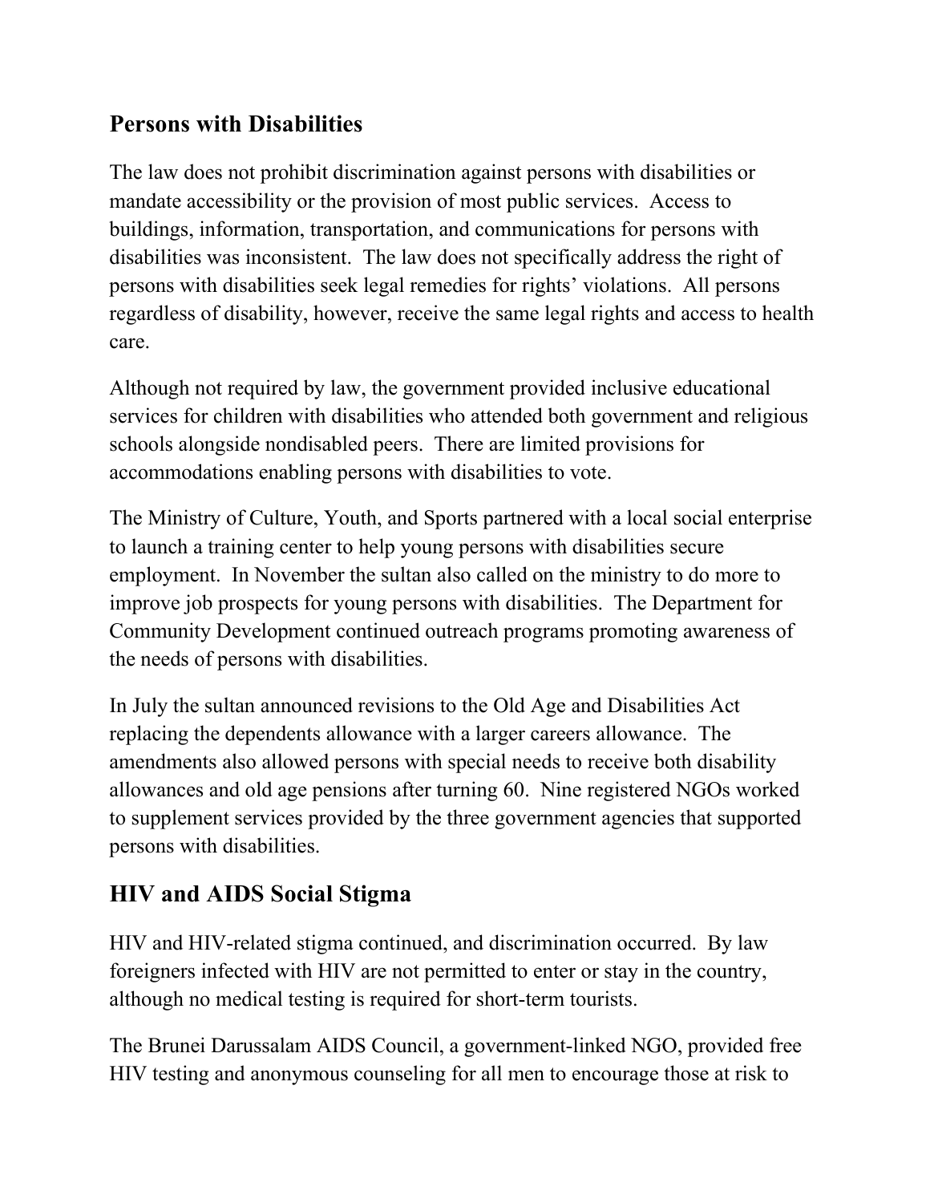## Persons with Disabilities

The law does not prohibit discrimination against persons with disabilities or mandate accessibility or the provision of most public services. Access to buildings, information, transportation, and communications for persons with disabilities was inconsistent. The law does not specifically address the right of persons with disabilities seek legal remedies for rights' violations. All persons regardless of disability, however, receive the same legal rights and access to health care.

Although not required by law, the government provided inclusive educational services for children with disabilities who attended both government and religious schools alongside nondisabled peers. There are limited provisions for accommodations enabling persons with disabilities to vote.

The Ministry of Culture, Youth, and Sports partnered with a local social enterprise to launch a training center to help young persons with disabilities secure employment. In November the sultan also called on the ministry to do more to improve job prospects for young persons with disabilities. The Department for Community Development continued outreach programs promoting awareness of the needs of persons with disabilities.

In July the sultan announced revisions to the Old Age and Disabilities Act replacing the dependents allowance with a larger careers allowance. The amendments also allowed persons with special needs to receive both disability allowances and old age pensions after turning 60. Nine registered NGOs worked to supplement services provided by the three government agencies that supported persons with disabilities.

## HIV and AIDS Social Stigma

HIV and HIV-related stigma continued, and discrimination occurred. By law foreigners infected with HIV are not permitted to enter or stay in the country, although no medical testing is required for short-term tourists.

The Brunei Darussalam AIDS Council, a government-linked NGO, provided free HIV testing and anonymous counseling for all men to encourage those at risk to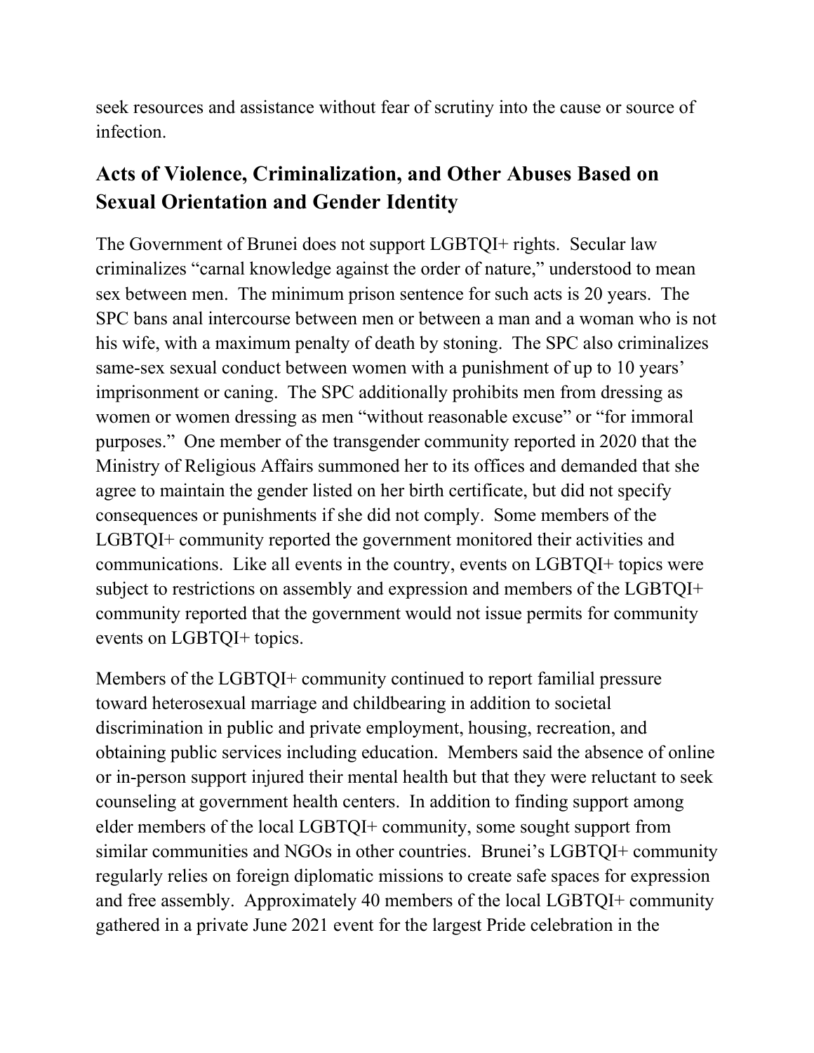seek resources and assistance without fear of scrutiny into the cause or source of infection.

## Acts of Violence, Criminalization, and Other Abuses Based on Sexual Orientation and Gender Identity

The Government of Brunei does not support LGBTQI+ rights. Secular law criminalizes "carnal knowledge against the order of nature," understood to mean sex between men. The minimum prison sentence for such acts is 20 years. The SPC bans anal intercourse between men or between a man and a woman who is not his wife, with a maximum penalty of death by stoning. The SPC also criminalizes same-sex sexual conduct between women with a punishment of up to 10 years' imprisonment or caning. The SPC additionally prohibits men from dressing as women or women dressing as men "without reasonable excuse" or "for immoral purposes." One member of the transgender community reported in 2020 that the Ministry of Religious Affairs summoned her to its offices and demanded that she agree to maintain the gender listed on her birth certificate, but did not specify consequences or punishments if she did not comply. Some members of the LGBTQI+ community reported the government monitored their activities and communications. Like all events in the country, events on LGBTQI+ topics were subject to restrictions on assembly and expression and members of the LGBTQI+ community reported that the government would not issue permits for community events on LGBTQI+ topics.

Members of the LGBTQI+ community continued to report familial pressure toward heterosexual marriage and childbearing in addition to societal discrimination in public and private employment, housing, recreation, and obtaining public services including education. Members said the absence of online or in-person support injured their mental health but that they were reluctant to seek counseling at government health centers. In addition to finding support among elder members of the local LGBTQI+ community, some sought support from similar communities and NGOs in other countries. Brunei's LGBTQI+ community regularly relies on foreign diplomatic missions to create safe spaces for expression and free assembly. Approximately 40 members of the local LGBTQI+ community gathered in a private June 2021 event for the largest Pride celebration in the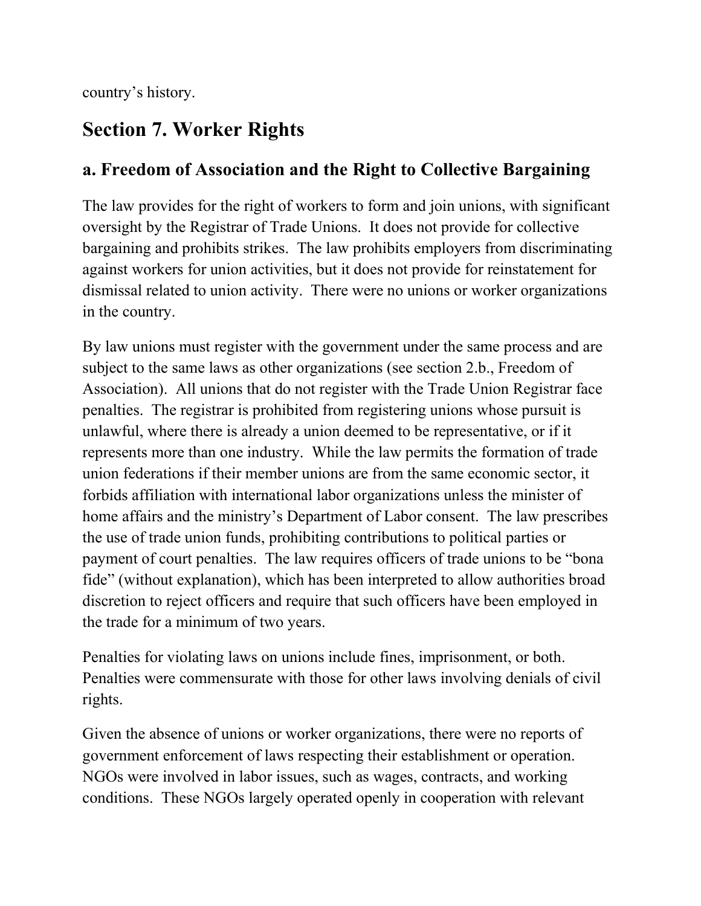country's history.

## Section 7. Worker Rights

### a. Freedom of Association and the Right to Collective Bargaining

The law provides for the right of workers to form and join unions, with significant oversight by the Registrar of Trade Unions. It does not provide for collective bargaining and prohibits strikes. The law prohibits employers from discriminating against workers for union activities, but it does not provide for reinstatement for dismissal related to union activity. There were no unions or worker organizations in the country.

By law unions must register with the government under the same process and are subject to the same laws as other organizations (see section 2.b., Freedom of Association). All unions that do not register with the Trade Union Registrar face penalties. The registrar is prohibited from registering unions whose pursuit is unlawful, where there is already a union deemed to be representative, or if it represents more than one industry. While the law permits the formation of trade union federations if their member unions are from the same economic sector, it forbids affiliation with international labor organizations unless the minister of home affairs and the ministry's Department of Labor consent. The law prescribes the use of trade union funds, prohibiting contributions to political parties or payment of court penalties. The law requires officers of trade unions to be "bona fide" (without explanation), which has been interpreted to allow authorities broad discretion to reject officers and require that such officers have been employed in the trade for a minimum of two years.

Penalties for violating laws on unions include fines, imprisonment, or both. Penalties were commensurate with those for other laws involving denials of civil rights.

Given the absence of unions or worker organizations, there were no reports of government enforcement of laws respecting their establishment or operation. NGOs were involved in labor issues, such as wages, contracts, and working conditions. These NGOs largely operated openly in cooperation with relevant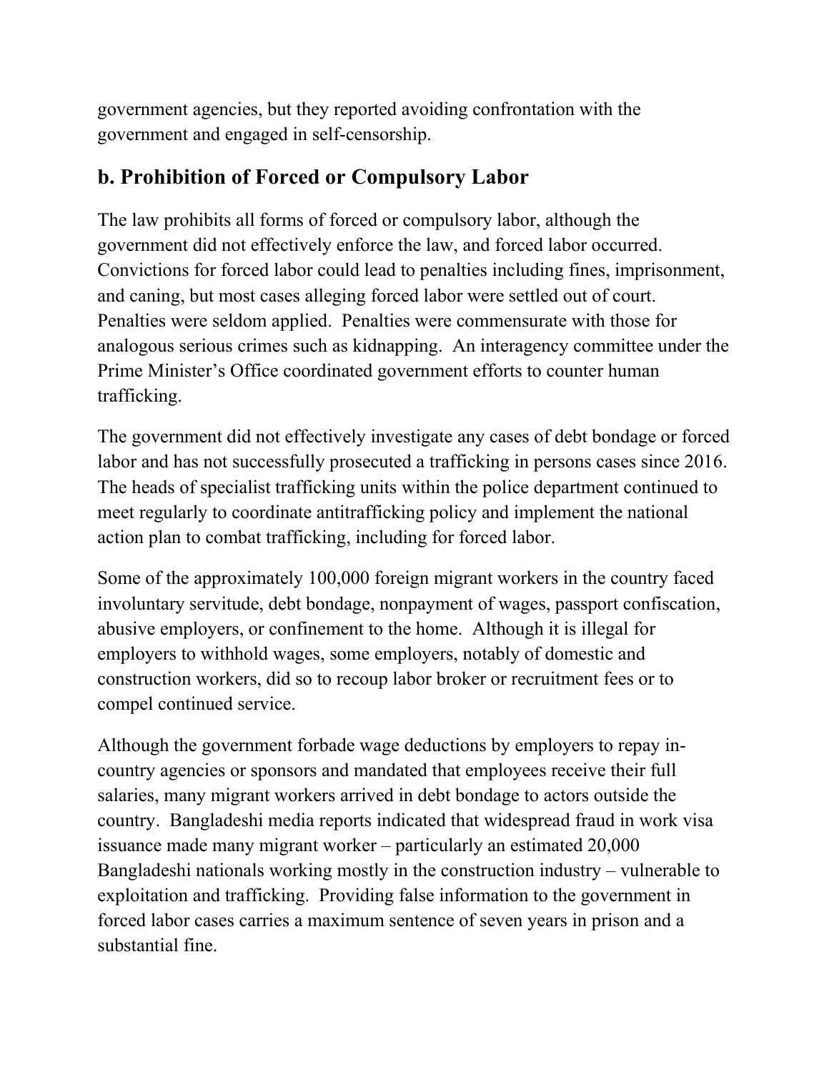government agencies, but they reported avoiding confrontation with the government and engaged in self-censorship.

## b. Prohibition of Forced or Compulsory Labor

The law prohibits all forms of forced or compulsory labor, although the government did not effectively enforce the law, and forced labor occurred. Convictions for forced labor could lead to penalties including fines, imprisonment, and caning, but most cases alleging forced labor were settled out of court. Penalties were seldom applied. Penalties were commensurate with those for analogous serious crimes such as kidnapping. An interagency committee under the Prime Minister's Office coordinated government efforts to counter human trafficking.

The government did not effectively investigate any cases of debt bondage or forced labor and has not successfully prosecuted a trafficking in persons cases since 2016. The heads of specialist trafficking units within the police department continued to meet regularly to coordinate antitrafficking policy and implement the national action plan to combat trafficking, including for forced labor.

Some of the approximately 100,000 foreign migrant workers in the country faced involuntary servitude, debt bondage, nonpayment of wages, passport confiscation, abusive employers, or confinement to the home. Although it is illegal for employers to withhold wages, some employers, notably of domestic and construction workers, did so to recoup labor broker or recruitment fees or to compel continued service.

Although the government forbade wage deductions by employers to repay in-country agencies or sponsors and mandated that employees receive their full salaries, many migrant workers arrived in debt bondage to actors outside the country. Bangladeshi media reports indicated that widespread fraud in work visa issuance made many migrant worker – particularly an estimated 20,000 Bangladeshi nationals working mostly in the construction industry – vulnerable to exploitation and trafficking. Providing false information to the government in forced labor cases carries a maximum sentence of seven years in prison and a substantial fine.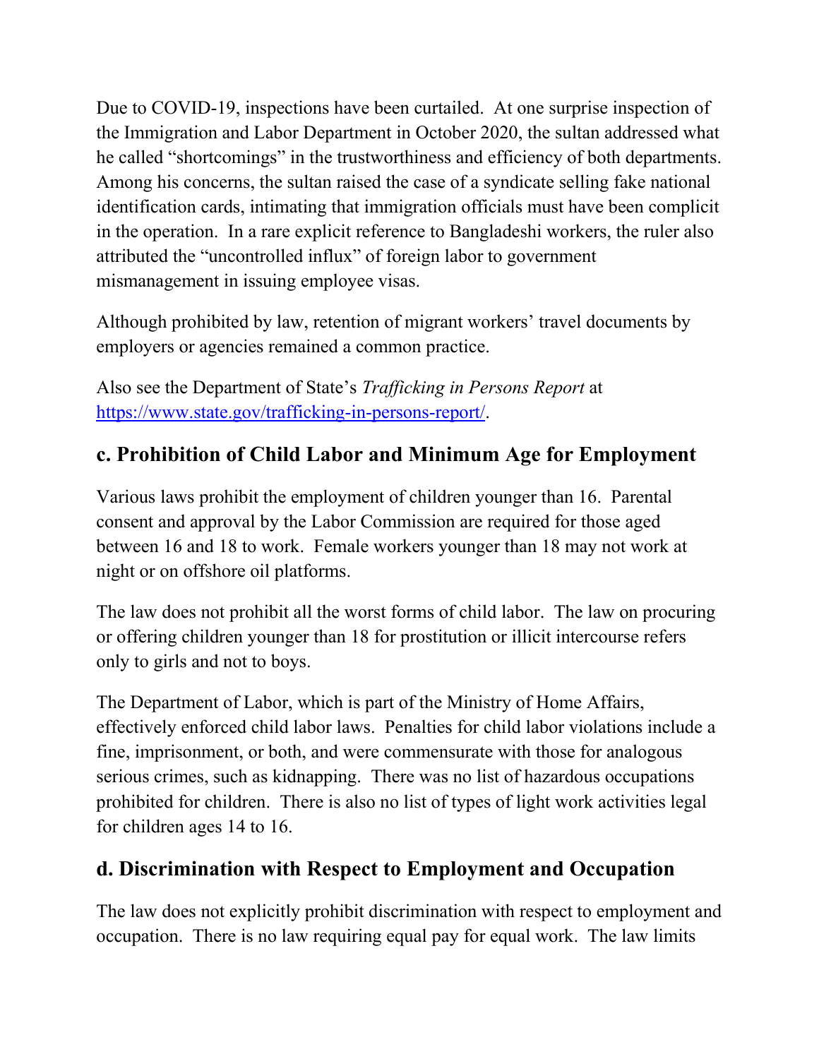Due to COVID-19, inspections have been curtailed. At one surprise inspection of the Immigration and Labor Department in October 2020, the sultan addressed what he called "shortcomings" in the trustworthiness and efficiency of both departments. Among his concerns, the sultan raised the case of a syndicate selling fake national identification cards, intimating that immigration officials must have been complicit in the operation. In a rare explicit reference to Bangladeshi workers, the ruler also attributed the "uncontrolled influx" of foreign labor to government mismanagement in issuing employee visas.

Although prohibited by law, retention of migrant workers' travel documents by employers or agencies remained a common practice.

Also see the Department of State's *Trafficking in Persons Report* at https://www.state.gov/trafficking-in-persons-report/.

## c. Prohibition of Child Labor and Minimum Age for Employment

Various laws prohibit the employment of children younger than 16. Parental consent and approval by the Labor Commission are required for those aged between 16 and 18 to work. Female workers younger than 18 may not work at night or on offshore oil platforms.

The law does not prohibit all the worst forms of child labor. The law on procuring or offering children younger than 18 for prostitution or illicit intercourse refers only to girls and not to boys.

The Department of Labor, which is part of the Ministry of Home Affairs, effectively enforced child labor laws. Penalties for child labor violations include a fine, imprisonment, or both, and were commensurate with those for analogous serious crimes, such as kidnapping. There was no list of hazardous occupations prohibited for children. There is also no list of types of light work activities legal for children ages 14 to 16.

## d. Discrimination with Respect to Employment and Occupation

The law does not explicitly prohibit discrimination with respect to employment and occupation. There is no law requiring equal pay for equal work. The law limits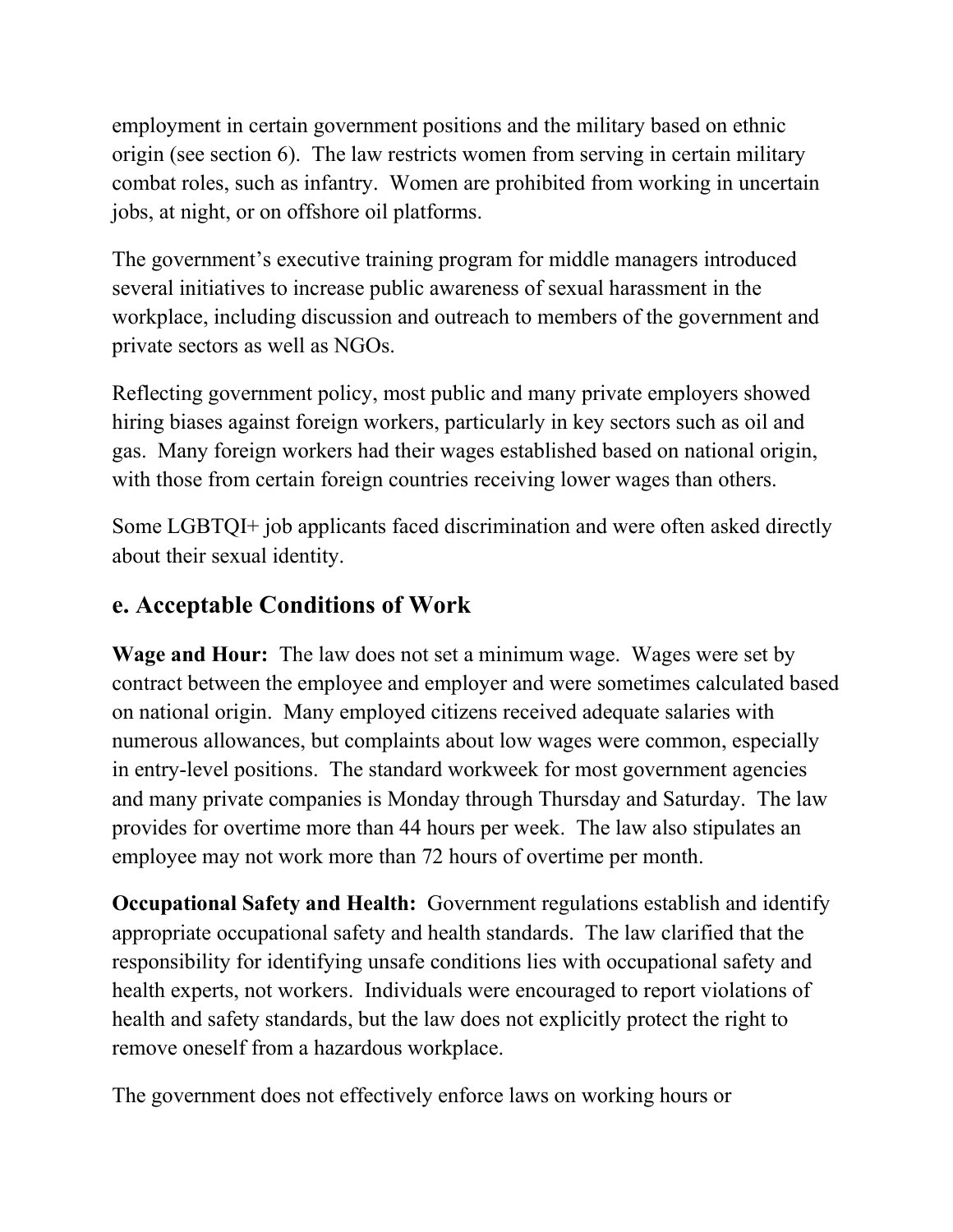employment in certain government positions and the military based on ethnic origin (see section 6). The law restricts women from serving in certain military combat roles, such as infantry. Women are prohibited from working in uncertain jobs, at night, or on offshore oil platforms.

The government's executive training program for middle managers introduced several initiatives to increase public awareness of sexual harassment in the workplace, including discussion and outreach to members of the government and private sectors as well as NGOs.

Reflecting government policy, most public and many private employers showed hiring biases against foreign workers, particularly in key sectors such as oil and gas. Many foreign workers had their wages established based on national origin, with those from certain foreign countries receiving lower wages than others.

Some LGBTQI+ job applicants faced discrimination and were often asked directly about their sexual identity.

## e. Acceptable Conditions of Work

**Wage and Hour:** The law does not set a minimum wage. Wages were set by contract between the employee and employer and were sometimes calculated based on national origin. Many employed citizens received adequate salaries with numerous allowances, but complaints about low wages were common, especially in entry-level positions. The standard workweek for most government agencies and many private companies is Monday through Thursday and Saturday. The law provides for overtime more than 44 hours per week. The law also stipulates an employee may not work more than 72 hours of overtime per month.

**Occupational Safety and Health:** Government regulations establish and identify appropriate occupational safety and health standards. The law clarified that the responsibility for identifying unsafe conditions lies with occupational safety and health experts, not workers. Individuals were encouraged to report violations of health and safety standards, but the law does not explicitly protect the right to remove oneself from a hazardous workplace.

The government does not effectively enforce laws on working hours or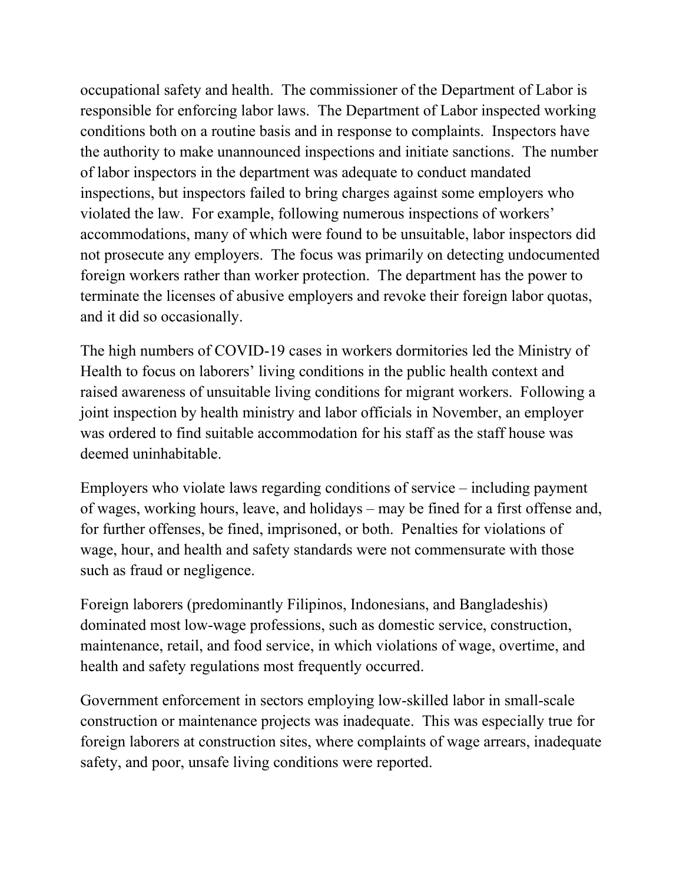occupational safety and health. The commissioner of the Department of Labor is responsible for enforcing labor laws. The Department of Labor inspected working conditions both on a routine basis and in response to complaints. Inspectors have the authority to make unannounced inspections and initiate sanctions. The number of labor inspectors in the department was adequate to conduct mandated inspections, but inspectors failed to bring charges against some employers who violated the law. For example, following numerous inspections of workers' accommodations, many of which were found to be unsuitable, labor inspectors did not prosecute any employers. The focus was primarily on detecting undocumented foreign workers rather than worker protection. The department has the power to terminate the licenses of abusive employers and revoke their foreign labor quotas, and it did so occasionally.

The high numbers of COVID-19 cases in workers dormitories led the Ministry of Health to focus on laborers' living conditions in the public health context and raised awareness of unsuitable living conditions for migrant workers. Following a joint inspection by health ministry and labor officials in November, an employer was ordered to find suitable accommodation for his staff as the staff house was deemed uninhabitable.

Employers who violate laws regarding conditions of service – including payment of wages, working hours, leave, and holidays – may be fined for a first offense and, for further offenses, be fined, imprisoned, or both. Penalties for violations of wage, hour, and health and safety standards were not commensurate with those such as fraud or negligence.

Foreign laborers (predominantly Filipinos, Indonesians, and Bangladeshis) dominated most low-wage professions, such as domestic service, construction, maintenance, retail, and food service, in which violations of wage, overtime, and health and safety regulations most frequently occurred.

Government enforcement in sectors employing low-skilled labor in small-scale construction or maintenance projects was inadequate. This was especially true for foreign laborers at construction sites, where complaints of wage arrears, inadequate safety, and poor, unsafe living conditions were reported.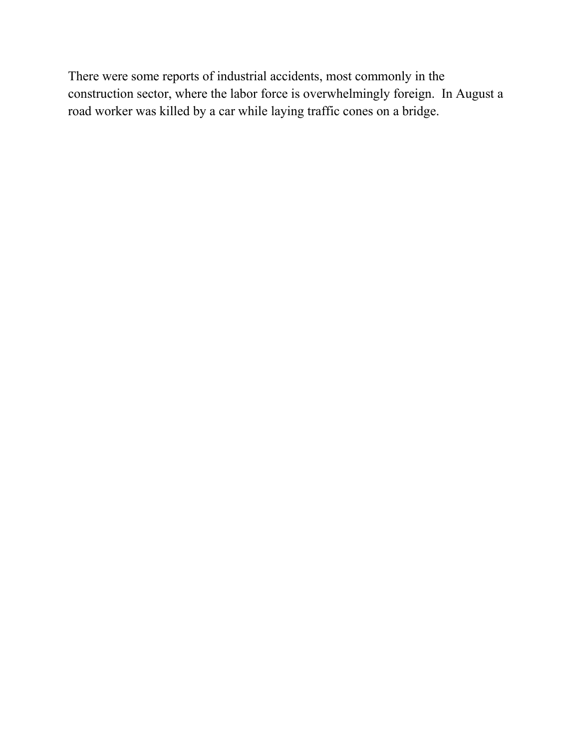There were some reports of industrial accidents, most commonly in the construction sector, where the labor force is overwhelmingly foreign.  In August a road worker was killed by a car while laying traffic cones on a bridge.